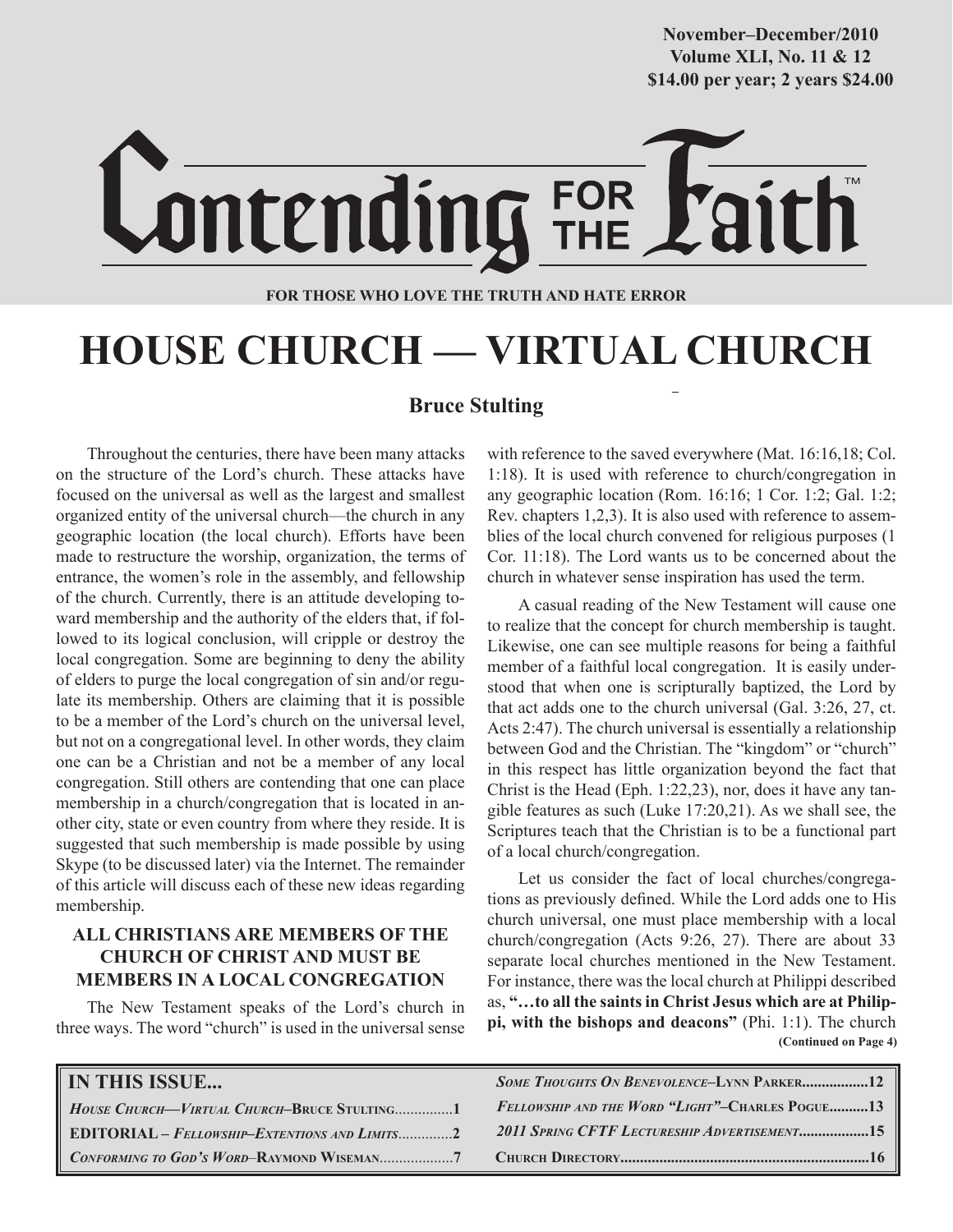November–December/2010
Volume XLI, No. 11 & 12
$14.00 per year; 2 years $24.00

# Contending FOR THE Faith™

**FOR THOSE WHO LOVE THE TRUTH AND HATE ERROR**

# HOUSE CHURCH — VIRTUAL CHURCH

**Bruce Stulting**

Throughout the centuries, there have been many attacks on the structure of the Lord's church. These attacks have focused on the universal as well as the largest and smallest organized entity of the universal church—the church in any geographic location (the local church). Efforts have been made to restructure the worship, organization, the terms of entrance, the women's role in the assembly, and fellowship of the church. Currently, there is an attitude developing toward membership and the authority of the elders that, if followed to its logical conclusion, will cripple or destroy the local congregation. Some are beginning to deny the ability of elders to purge the local congregation of sin and/or regulate its membership. Others are claiming that it is possible to be a member of the Lord's church on the universal level, but not on a congregational level. In other words, they claim one can be a Christian and not be a member of any local congregation. Still others are contending that one can place membership in a church/congregation that is located in another city, state or even country from where they reside. It is suggested that such membership is made possible by using Skype (to be discussed later) via the Internet. The remainder of this article will discuss each of these new ideas regarding membership.

## ALL CHRISTIANS ARE MEMBERS OF THE CHURCH OF CHRIST AND MUST BE MEMBERS IN A LOCAL CONGREGATION

The New Testament speaks of the Lord's church in three ways. The word "church" is used in the universal sense with reference to the saved everywhere (Mat. 16:16,18; Col. 1:18). It is used with reference to church/congregation in any geographic location (Rom. 16:16; 1 Cor. 1:2; Gal. 1:2; Rev. chapters 1,2,3). It is also used with reference to assemblies of the local church convened for religious purposes (1 Cor. 11:18). The Lord wants us to be concerned about the church in whatever sense inspiration has used the term.

A casual reading of the New Testament will cause one to realize that the concept for church membership is taught. Likewise, one can see multiple reasons for being a faithful member of a faithful local congregation. It is easily understood that when one is scripturally baptized, the Lord by that act adds one to the church universal (Gal. 3:26, 27, ct. Acts 2:47). The church universal is essentially a relationship between God and the Christian. The "kingdom" or "church" in this respect has little organization beyond the fact that Christ is the Head (Eph. 1:22,23), nor, does it have any tangible features as such (Luke 17:20,21). As we shall see, the Scriptures teach that the Christian is to be a functional part of a local church/congregation.

Let us consider the fact of local churches/congregations as previously defined. While the Lord adds one to His church universal, one must place membership with a local church/congregation (Acts 9:26, 27). There are about 33 separate local churches mentioned in the New Testament. For instance, there was the local church at Philippi described as, **"…to all the saints in Christ Jesus which are at Philippi, with the bishops and deacons"** (Phi. 1:1). The church

**(Continued on Page 4)**

## IN THIS ISSUE...

- *House Church—Virtual Church*–**Bruce Stulting**...............1
- **EDITORIAL** – *Fellowship–Extentions and Limits*.............2
- *Conforming to God's Word*–**Raymond Wiseman**..................7
- *Some Thoughts On Benevolence*–**Lynn Parker**.................12
- *Fellowship and the Word "Light"*–**Charles Pogue**..........13
- *2011 Spring CFTF Lectureship Advertisement*..................15
- **Church Directory**...............................................................16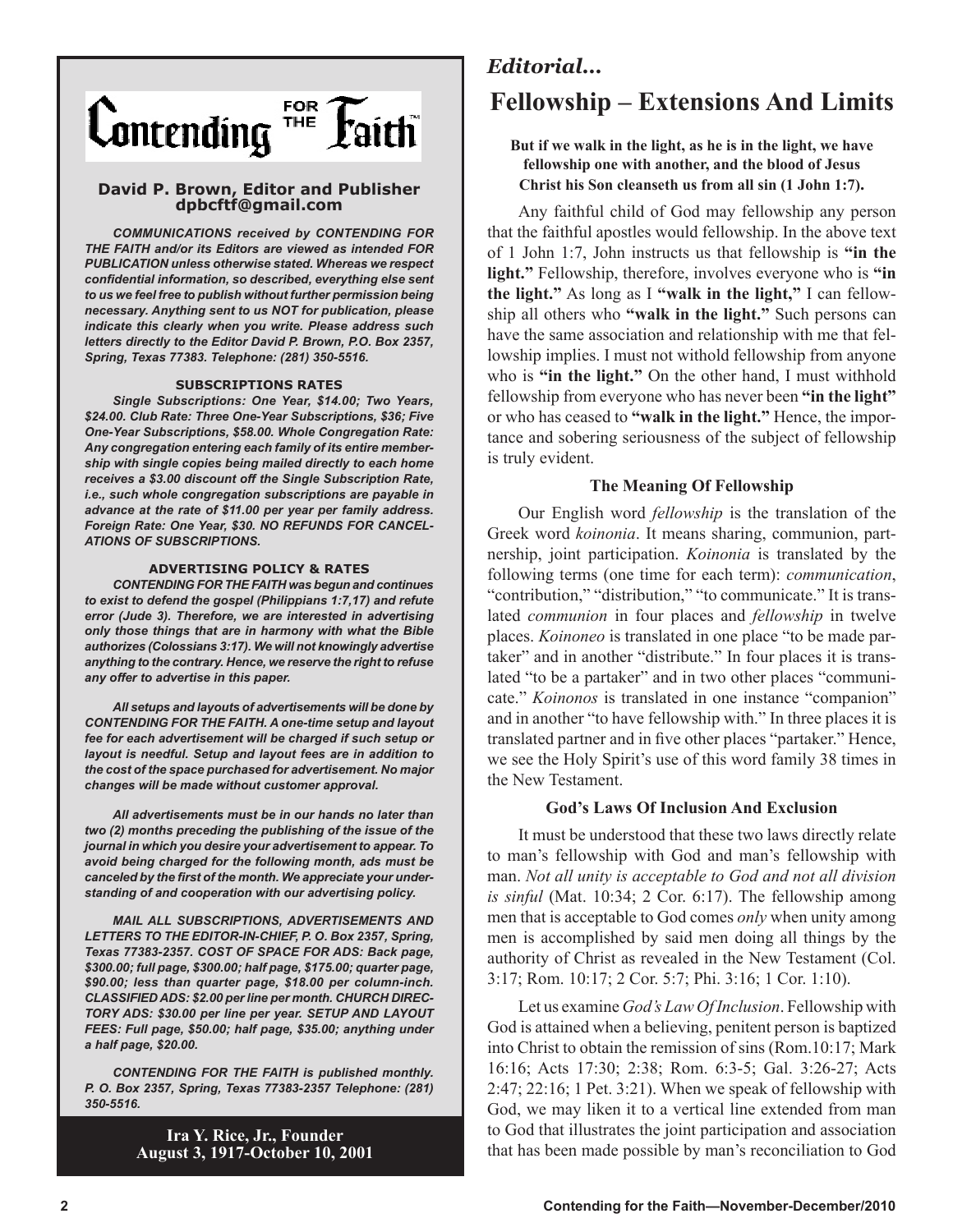# Contending FOR THE Faith

**David P. Brown, Editor and Publisher**
**dpbcftf@gmail.com**

***COMMUNICATIONS received by CONTENDING FOR THE FAITH and/or its Editors are viewed as intended FOR PUBLICATION unless otherwise stated. Whereas we respect confidential information, so described, everything else sent to us we feel free to publish without further permission being necessary. Anything sent to us NOT for publication, please indicate this clearly when you write. Please address such letters directly to the Editor David P. Brown, P.O. Box 2357, Spring, Texas 77383. Telephone: (281) 350-5516.***

**SUBSCRIPTIONS RATES**

***Single Subscriptions: One Year, $14.00; Two Years, $24.00. Club Rate: Three One-Year Subscriptions, $36; Five One-Year Subscriptions, $58.00. Whole Congregation Rate: Any congregation entering each family of its entire membership with single copies being mailed directly to each home receives a $3.00 discount off the Single Subscription Rate, i.e., such whole congregation subscriptions are payable in advance at the rate of $11.00 per year per family address. Foreign Rate: One Year, $30. NO REFUNDS FOR CANCELLATIONS OF SUBSCRIPTIONS.***

**ADVERTISING POLICY & RATES**

***CONTENDING FOR THE FAITH was begun and continues to exist to defend the gospel (Philippians 1:7,17) and refute error (Jude 3). Therefore, we are interested in advertising only those things that are in harmony with what the Bible authorizes (Colossians 3:17). We will not knowingly advertise anything to the contrary. Hence, we reserve the right to refuse any offer to advertise in this paper.***

***All setups and layouts of advertisements will be done by CONTENDING FOR THE FAITH. A one-time setup and layout fee for each advertisement will be charged if such setup or layout is needful. Setup and layout fees are in addition to the cost of the space purchased for advertisement. No major changes will be made without customer approval.***

***All advertisements must be in our hands no later than two (2) months preceding the publishing of the issue of the journal in which you desire your advertisement to appear. To avoid being charged for the following month, ads must be canceled by the first of the month. We appreciate your understanding of and cooperation with our advertising policy.***

***MAIL ALL SUBSCRIPTIONS, ADVERTISEMENTS AND LETTERS TO THE EDITOR-IN-CHIEF, P. O. Box 2357, Spring, Texas 77383-2357. COST OF SPACE FOR ADS: Back page, $300.00; full page, $300.00; half page, $175.00; quarter page, $90.00; less than quarter page, $18.00 per column-inch. CLASSIFIED ADS: $2.00 per line per month. CHURCH DIRECTORY ADS: $30.00 per line per year. SETUP AND LAYOUT FEES: Full page, $50.00; half page, $35.00; anything under a half page, $20.00.***

***CONTENDING FOR THE FAITH is published monthly. P. O. Box 2357, Spring, Texas 77383-2357 Telephone: (281) 350-5516.***

**Ira Y. Rice, Jr., Founder**
**August 3, 1917-October 10, 2001**

*Editorial...*

# Fellowship – Extensions And Limits

**But if we walk in the light, as he is in the light, we have fellowship one with another, and the blood of Jesus Christ his Son cleanseth us from all sin (1 John 1:7).**

Any faithful child of God may fellowship any person that the faithful apostles would fellowship. In the above text of 1 John 1:7, John instructs us that fellowship is **"in the light."** Fellowship, therefore, involves everyone who is **"in the light."** As long as I **"walk in the light,"** I can fellowship all others who **"walk in the light."** Such persons can have the same association and relationship with me that fellowship implies. I must not withold fellowship from anyone who is **"in the light."** On the other hand, I must withhold fellowship from everyone who has never been **"in the light"** or who has ceased to **"walk in the light."** Hence, the importance and sobering seriousness of the subject of fellowship is truly evident.

### The Meaning Of Fellowship

Our English word *fellowship* is the translation of the Greek word *koinonia*. It means sharing, communion, partnership, joint participation. *Koinonia* is translated by the following terms (one time for each term): *communication*, "contribution," "distribution," "to communicate." It is translated *communion* in four places and *fellowship* in twelve places. *Koinoneo* is translated in one place "to be made partaker" and in another "distribute." In four places it is translated "to be a partaker" and in two other places "communicate." *Koinonos* is translated in one instance "companion" and in another "to have fellowship with." In three places it is translated partner and in five other places "partaker." Hence, we see the Holy Spirit's use of this word family 38 times in the New Testament.

### God's Laws Of Inclusion And Exclusion

It must be understood that these two laws directly relate to man's fellowship with God and man's fellowship with man. *Not all unity is acceptable to God and not all division is sinful* (Mat. 10:34; 2 Cor. 6:17). The fellowship among men that is acceptable to God comes *only* when unity among men is accomplished by said men doing all things by the authority of Christ as revealed in the New Testament (Col. 3:17; Rom. 10:17; 2 Cor. 5:7; Phi. 3:16; 1 Cor. 1:10).

Let us examine *God's Law Of Inclusion*. Fellowship with God is attained when a believing, penitent person is baptized into Christ to obtain the remission of sins (Rom.10:17; Mark 16:16; Acts 17:30; 2:38; Rom. 6:3-5; Gal. 3:26-27; Acts 2:47; 22:16; 1 Pet. 3:21). When we speak of fellowship with God, we may liken it to a vertical line extended from man to God that illustrates the joint participation and association that has been made possible by man's reconciliation to God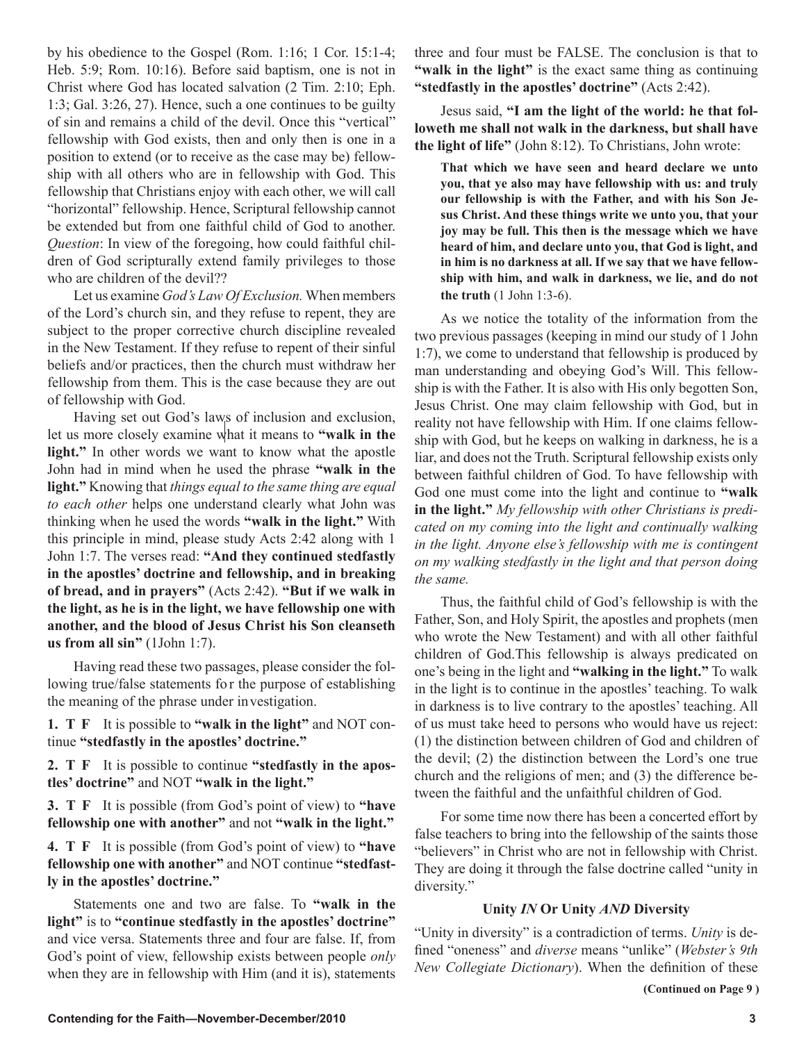by his obedience to the Gospel (Rom. 1:16; 1 Cor. 15:1-4; Heb. 5:9; Rom. 10:16). Before said baptism, one is not in Christ where God has located salvation (2 Tim. 2:10; Eph. 1:3; Gal. 3:26, 27). Hence, such a one continues to be guilty of sin and remains a child of the devil. Once this "vertical" fellowship with God exists, then and only then is one in a position to extend (or to receive as the case may be) fellowship with all others who are in fellowship with God. This fellowship that Christians enjoy with each other, we will call "horizontal" fellowship. Hence, Scriptural fellowship cannot be extended but from one faithful child of God to another. *Question*: In view of the foregoing, how could faithful children of God scripturally extend family privileges to those who are children of the devil??

Let us examine *God's Law Of Exclusion.* When members of the Lord's church sin, and they refuse to repent, they are subject to the proper corrective church discipline revealed in the New Testament. If they refuse to repent of their sinful beliefs and/or practices, then the church must withdraw her fellowship from them. This is the case because they are out of fellowship with God.

Having set out God's laws of inclusion and exclusion, let us more closely examine what it means to **"walk in the light."** In other words we want to know what the apostle John had in mind when he used the phrase **"walk in the light."** Knowing that *things equal to the same thing are equal to each other* helps one understand clearly what John was thinking when he used the words **"walk in the light."** With this principle in mind, please study Acts 2:42 along with 1 John 1:7. The verses read: **"And they continued stedfastly in the apostles' doctrine and fellowship, and in breaking of bread, and in prayers"** (Acts 2:42). **"But if we walk in the light, as he is in the light, we have fellowship one with another, and the blood of Jesus Christ his Son cleanseth us from all sin"** (1John 1:7).

Having read these two passages, please consider the following true/false statements for the purpose of establishing the meaning of the phrase under investigation.

**1. T F** It is possible to **"walk in the light"** and NOT continue **"stedfastly in the apostles' doctrine."**

**2. T F** It is possible to continue **"stedfastly in the apostles' doctrine"** and NOT **"walk in the light."**

**3. T F** It is possible (from God's point of view) to **"have fellowship one with another"** and not **"walk in the light."**

**4. T F** It is possible (from God's point of view) to **"have fellowship one with another"** and NOT continue **"stedfastly in the apostles' doctrine."**

Statements one and two are false. To **"walk in the light"** is to **"continue stedfastly in the apostles' doctrine"** and vice versa. Statements three and four are false. If, from God's point of view, fellowship exists between people *only* when they are in fellowship with Him (and it is), statements three and four must be FALSE. The conclusion is that to **"walk in the light"** is the exact same thing as continuing **"stedfastly in the apostles' doctrine"** (Acts 2:42).

Jesus said, **"I am the light of the world: he that followeth me shall not walk in the darkness, but shall have the light of life"** (John 8:12). To Christians, John wrote:

> **That which we have seen and heard declare we unto you, that ye also may have fellowship with us: and truly our fellowship is with the Father, and with his Son Jesus Christ. And these things write we unto you, that your joy may be full. This then is the message which we have heard of him, and declare unto you, that God is light, and in him is no darkness at all. If we say that we have fellowship with him, and walk in darkness, we lie, and do not the truth** (1 John 1:3-6).

As we notice the totality of the information from the two previous passages (keeping in mind our study of 1 John 1:7), we come to understand that fellowship is produced by man understanding and obeying God's Will. This fellowship is with the Father. It is also with His only begotten Son, Jesus Christ. One may claim fellowship with God, but in reality not have fellowship with Him. If one claims fellowship with God, but he keeps on walking in darkness, he is a liar, and does not the Truth. Scriptural fellowship exists only between faithful children of God. To have fellowship with God one must come into the light and continue to **"walk in the light."** *My fellowship with other Christians is predicated on my coming into the light and continually walking in the light. Anyone else's fellowship with me is contingent on my walking stedfastly in the light and that person doing the same.*

Thus, the faithful child of God's fellowship is with the Father, Son, and Holy Spirit, the apostles and prophets (men who wrote the New Testament) and with all other faithful children of God.This fellowship is always predicated on one's being in the light and **"walking in the light."** To walk in the light is to continue in the apostles' teaching. To walk in darkness is to live contrary to the apostles' teaching. All of us must take heed to persons who would have us reject: (1) the distinction between children of God and children of the devil; (2) the distinction between the Lord's one true church and the religions of men; and (3) the difference between the faithful and the unfaithful children of God.

For some time now there has been a concerted effort by false teachers to bring into the fellowship of the saints those "believers" in Christ who are not in fellowship with Christ. They are doing it through the false doctrine called "unity in diversity."

### Unity *IN* Or Unity *AND* Diversity

"Unity in diversity" is a contradiction of terms. *Unity* is defined "oneness" and *diverse* means "unlike" (*Webster's 9th New Collegiate Dictionary*). When the definition of these

**(Continued on Page 9 )**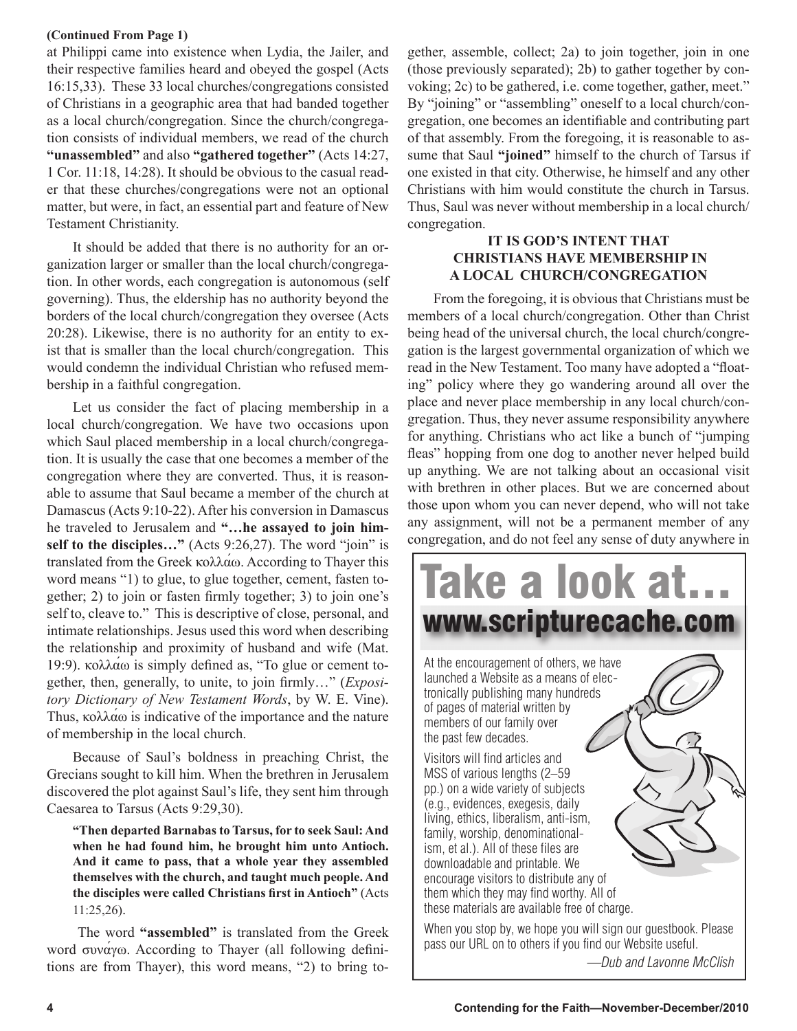**(Continued From Page 1)**

at Philippi came into existence when Lydia, the Jailer, and their respective families heard and obeyed the gospel (Acts 16:15,33). These 33 local churches/congregations consisted of Christians in a geographic area that had banded together as a local church/congregation. Since the church/congregation consists of individual members, we read of the church **"unassembled"** and also **"gathered together"** (Acts 14:27, 1 Cor. 11:18, 14:28). It should be obvious to the casual reader that these churches/congregations were not an optional matter, but were, in fact, an essential part and feature of New Testament Christianity.

It should be added that there is no authority for an organization larger or smaller than the local church/congregation. In other words, each congregation is autonomous (self governing). Thus, the eldership has no authority beyond the borders of the local church/congregation they oversee (Acts 20:28). Likewise, there is no authority for an entity to exist that is smaller than the local church/congregation. This would condemn the individual Christian who refused membership in a faithful congregation.

Let us consider the fact of placing membership in a local church/congregation. We have two occasions upon which Saul placed membership in a local church/congregation. It is usually the case that one becomes a member of the congregation where they are converted. Thus, it is reasonable to assume that Saul became a member of the church at Damascus (Acts 9:10-22). After his conversion in Damascus he traveled to Jerusalem and **"…he assayed to join himself to the disciples…"** (Acts 9:26,27). The word "join" is translated from the Greek κολλάω. According to Thayer this word means "1) to glue, to glue together, cement, fasten together; 2) to join or fasten firmly together; 3) to join one's self to, cleave to." This is descriptive of close, personal, and intimate relationships. Jesus used this word when describing the relationship and proximity of husband and wife (Mat. 19:9). κολλάω is simply defined as, "To glue or cement together, then, generally, to unite, to join firmly…" (*Expository Dictionary of New Testament Words*, by W. E. Vine). Thus, κολλάω is indicative of the importance and the nature of membership in the local church.

Because of Saul's boldness in preaching Christ, the Grecians sought to kill him. When the brethren in Jerusalem discovered the plot against Saul's life, they sent him through Caesarea to Tarsus (Acts 9:29,30).

> **"Then departed Barnabas to Tarsus, for to seek Saul: And when he had found him, he brought him unto Antioch. And it came to pass, that a whole year they assembled themselves with the church, and taught much people. And the disciples were called Christians first in Antioch"** (Acts 11:25,26).

The word **"assembled"** is translated from the Greek word συνάγω. According to Thayer (all following definitions are from Thayer), this word means, "2) to bring together, assemble, collect; 2a) to join together, join in one (those previously separated); 2b) to gather together by convoking; 2c) to be gathered, i.e. come together, gather, meet." By "joining" or "assembling" oneself to a local church/congregation, one becomes an identifiable and contributing part of that assembly. From the foregoing, it is reasonable to assume that Saul **"joined"** himself to the church of Tarsus if one existed in that city. Otherwise, he himself and any other Christians with him would constitute the church in Tarsus. Thus, Saul was never without membership in a local church/congregation.

### IT IS GOD'S INTENT THAT CHRISTIANS HAVE MEMBERSHIP IN A LOCAL CHURCH/CONGREGATION

From the foregoing, it is obvious that Christians must be members of a local church/congregation. Other than Christ being head of the universal church, the local church/congregation is the largest governmental organization of which we read in the New Testament. Too many have adopted a "floating" policy where they go wandering around all over the place and never place membership in any local church/congregation. Thus, they never assume responsibility anywhere for anything. Christians who act like a bunch of "jumping fleas" hopping from one dog to another never helped build up anything. We are not talking about an occasional visit with brethren in other places. But we are concerned about those upon whom you can never depend, who will not take any assignment, will not be a permanent member of any congregation, and do not feel any sense of duty anywhere in

---

## Take a look at…
## www.scripturecache.com

At the encouragement of others, we have launched a Website as a means of electronically publishing many hundreds of pages of material written by members of our family over the past few decades.

Visitors will find articles and MSS of various lengths (2–59 pp.) on a wide variety of subjects (e.g., evidences, exegesis, daily living, ethics, liberalism, anti-ism, family, worship, denominationalism, et al.). All of these files are downloadable and printable. We encourage visitors to distribute any of them which they may find worthy. All of these materials are available free of charge.

When you stop by, we hope you will sign our guestbook. Please pass our URL on to others if you find our Website useful.

—*Dub and Lavonne McClish*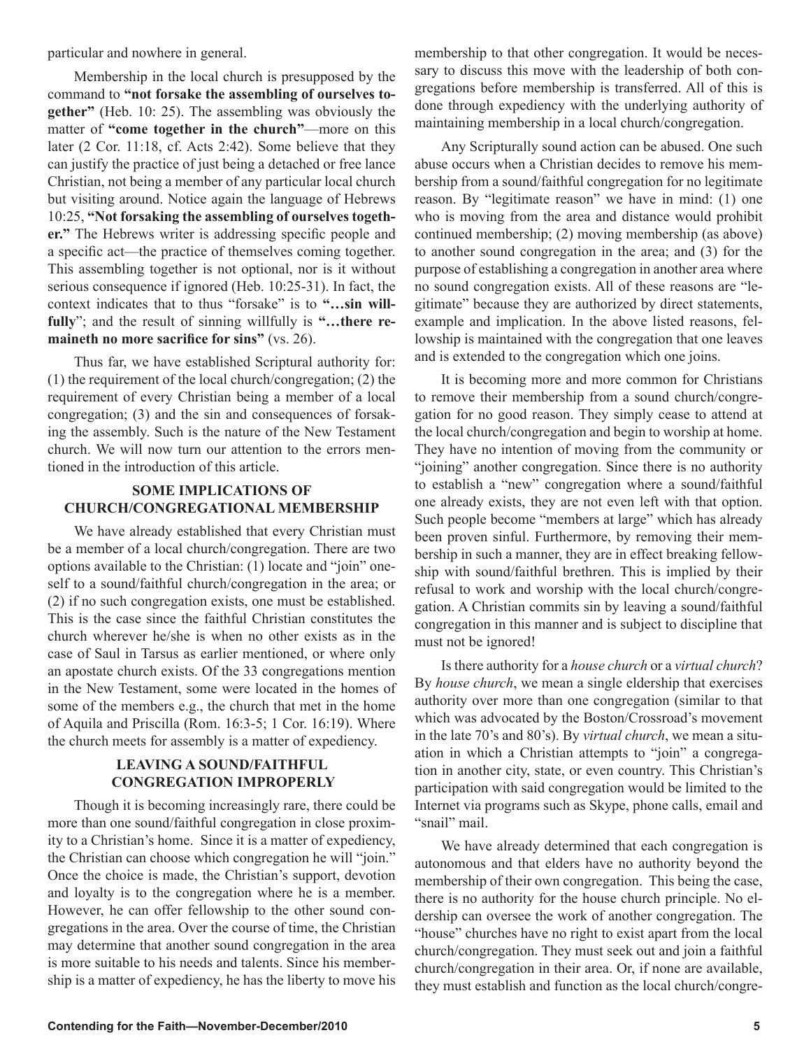particular and nowhere in general.

Membership in the local church is presupposed by the command to **"not forsake the assembling of ourselves together"** (Heb. 10: 25). The assembling was obviously the matter of **"come together in the church"**—more on this later (2 Cor. 11:18, cf. Acts 2:42). Some believe that they can justify the practice of just being a detached or free lance Christian, not being a member of any particular local church but visiting around. Notice again the language of Hebrews 10:25, **"Not forsaking the assembling of ourselves together."** The Hebrews writer is addressing specific people and a specific act—the practice of themselves coming together. This assembling together is not optional, nor is it without serious consequence if ignored (Heb. 10:25-31). In fact, the context indicates that to thus "forsake" is to **"…sin willfully"**; and the result of sinning willfully is **"…there remaineth no more sacrifice for sins"** (vs. 26).

Thus far, we have established Scriptural authority for: (1) the requirement of the local church/congregation; (2) the requirement of every Christian being a member of a local congregation; (3) and the sin and consequences of forsaking the assembly. Such is the nature of the New Testament church. We will now turn our attention to the errors mentioned in the introduction of this article.

### SOME IMPLICATIONS OF CHURCH/CONGREGATIONAL MEMBERSHIP

We have already established that every Christian must be a member of a local church/congregation. There are two options available to the Christian: (1) locate and "join" oneself to a sound/faithful church/congregation in the area; or (2) if no such congregation exists, one must be established. This is the case since the faithful Christian constitutes the church wherever he/she is when no other exists as in the case of Saul in Tarsus as earlier mentioned, or where only an apostate church exists. Of the 33 congregations mention in the New Testament, some were located in the homes of some of the members e.g., the church that met in the home of Aquila and Priscilla (Rom. 16:3-5; 1 Cor. 16:19). Where the church meets for assembly is a matter of expediency.

### LEAVING A SOUND/FAITHFUL CONGREGATION IMPROPERLY

Though it is becoming increasingly rare, there could be more than one sound/faithful congregation in close proximity to a Christian's home. Since it is a matter of expediency, the Christian can choose which congregation he will "join." Once the choice is made, the Christian's support, devotion and loyalty is to the congregation where he is a member. However, he can offer fellowship to the other sound congregations in the area. Over the course of time, the Christian may determine that another sound congregation in the area is more suitable to his needs and talents. Since his membership is a matter of expediency, he has the liberty to move his membership to that other congregation. It would be necessary to discuss this move with the leadership of both congregations before membership is transferred. All of this is done through expediency with the underlying authority of maintaining membership in a local church/congregation.

Any Scripturally sound action can be abused. One such abuse occurs when a Christian decides to remove his membership from a sound/faithful congregation for no legitimate reason. By "legitimate reason" we have in mind: (1) one who is moving from the area and distance would prohibit continued membership; (2) moving membership (as above) to another sound congregation in the area; and (3) for the purpose of establishing a congregation in another area where no sound congregation exists. All of these reasons are "legitimate" because they are authorized by direct statements, example and implication. In the above listed reasons, fellowship is maintained with the congregation that one leaves and is extended to the congregation which one joins.

It is becoming more and more common for Christians to remove their membership from a sound church/congregation for no good reason. They simply cease to attend at the local church/congregation and begin to worship at home. They have no intention of moving from the community or "joining" another congregation. Since there is no authority to establish a "new" congregation where a sound/faithful one already exists, they are not even left with that option. Such people become "members at large" which has already been proven sinful. Furthermore, by removing their membership in such a manner, they are in effect breaking fellowship with sound/faithful brethren. This is implied by their refusal to work and worship with the local church/congregation. A Christian commits sin by leaving a sound/faithful congregation in this manner and is subject to discipline that must not be ignored!

Is there authority for a *house church* or a *virtual church*? By *house church*, we mean a single eldership that exercises authority over more than one congregation (similar to that which was advocated by the Boston/Crossroad's movement in the late 70's and 80's). By *virtual church*, we mean a situation in which a Christian attempts to "join" a congregation in another city, state, or even country. This Christian's participation with said congregation would be limited to the Internet via programs such as Skype, phone calls, email and "snail" mail.

We have already determined that each congregation is autonomous and that elders have no authority beyond the membership of their own congregation. This being the case, there is no authority for the house church principle. No eldership can oversee the work of another congregation. The "house" churches have no right to exist apart from the local church/congregation. They must seek out and join a faithful church/congregation in their area. Or, if none are available, they must establish and function as the local church/congre-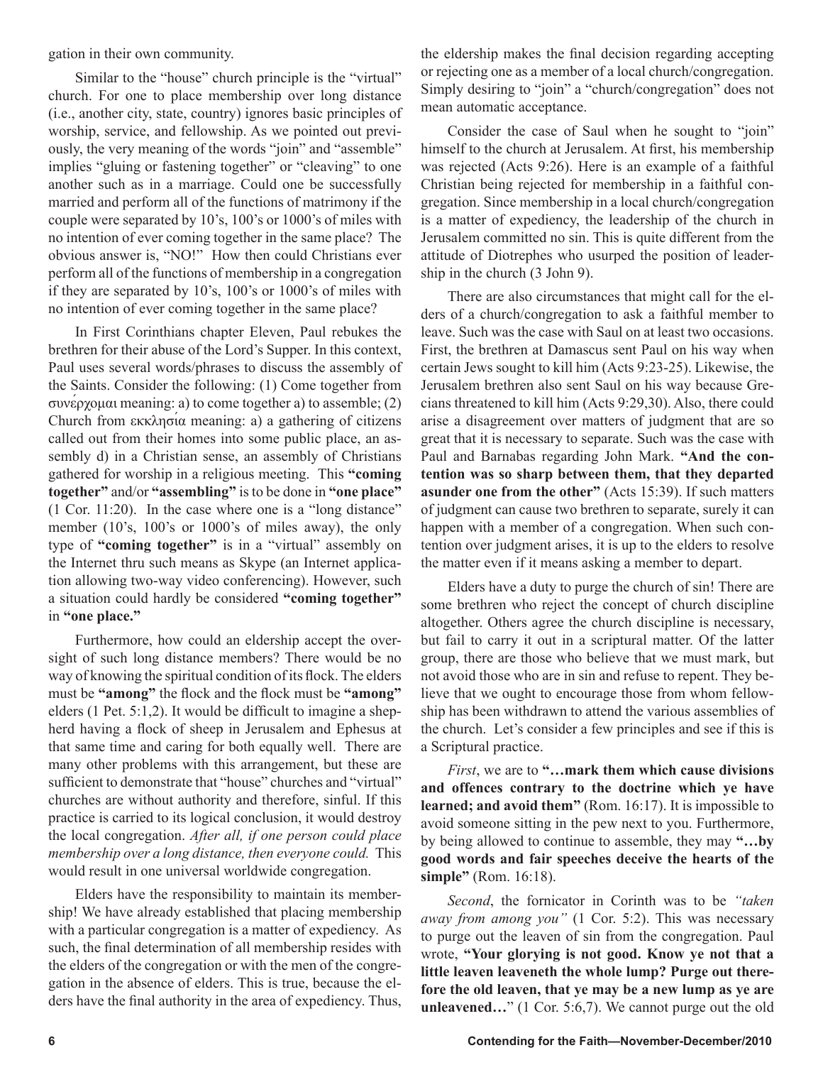gation in their own community.

Similar to the "house" church principle is the "virtual" church. For one to place membership over long distance (i.e., another city, state, country) ignores basic principles of worship, service, and fellowship. As we pointed out previously, the very meaning of the words "join" and "assemble" implies "gluing or fastening together" or "cleaving" to one another such as in a marriage. Could one be successfully married and perform all of the functions of matrimony if the couple were separated by 10's, 100's or 1000's of miles with no intention of ever coming together in the same place? The obvious answer is, "NO!" How then could Christians ever perform all of the functions of membership in a congregation if they are separated by 10's, 100's or 1000's of miles with no intention of ever coming together in the same place?

In First Corinthians chapter Eleven, Paul rebukes the brethren for their abuse of the Lord's Supper. In this context, Paul uses several words/phrases to discuss the assembly of the Saints. Consider the following: (1) Come together from συνέρχομαι meaning: a) to come together a) to assemble; (2) Church from εκκλησία meaning: a) a gathering of citizens called out from their homes into some public place, an assembly d) in a Christian sense, an assembly of Christians gathered for worship in a religious meeting. This **"coming together"** and/or **"assembling"** is to be done in **"one place"** (1 Cor. 11:20). In the case where one is a "long distance" member (10's, 100's or 1000's of miles away), the only type of **"coming together"** is in a "virtual" assembly on the Internet thru such means as Skype (an Internet application allowing two-way video conferencing). However, such a situation could hardly be considered **"coming together"** in **"one place."**

Furthermore, how could an eldership accept the oversight of such long distance members? There would be no way of knowing the spiritual condition of its flock. The elders must be **"among"** the flock and the flock must be **"among"** elders (1 Pet. 5:1,2). It would be difficult to imagine a shepherd having a flock of sheep in Jerusalem and Ephesus at that same time and caring for both equally well. There are many other problems with this arrangement, but these are sufficient to demonstrate that "house" churches and "virtual" churches are without authority and therefore, sinful. If this practice is carried to its logical conclusion, it would destroy the local congregation. *After all, if one person could place membership over a long distance, then everyone could.* This would result in one universal worldwide congregation.

Elders have the responsibility to maintain its membership! We have already established that placing membership with a particular congregation is a matter of expediency. As such, the final determination of all membership resides with the elders of the congregation or with the men of the congregation in the absence of elders. This is true, because the elders have the final authority in the area of expediency. Thus, the eldership makes the final decision regarding accepting or rejecting one as a member of a local church/congregation. Simply desiring to "join" a "church/congregation" does not mean automatic acceptance.

Consider the case of Saul when he sought to "join" himself to the church at Jerusalem. At first, his membership was rejected (Acts 9:26). Here is an example of a faithful Christian being rejected for membership in a faithful congregation. Since membership in a local church/congregation is a matter of expediency, the leadership of the church in Jerusalem committed no sin. This is quite different from the attitude of Diotrephes who usurped the position of leadership in the church (3 John 9).

There are also circumstances that might call for the elders of a church/congregation to ask a faithful member to leave. Such was the case with Saul on at least two occasions. First, the brethren at Damascus sent Paul on his way when certain Jews sought to kill him (Acts 9:23-25). Likewise, the Jerusalem brethren also sent Saul on his way because Grecians threatened to kill him (Acts 9:29,30). Also, there could arise a disagreement over matters of judgment that are so great that it is necessary to separate. Such was the case with Paul and Barnabas regarding John Mark. **"And the contention was so sharp between them, that they departed asunder one from the other"** (Acts 15:39). If such matters of judgment can cause two brethren to separate, surely it can happen with a member of a congregation. When such contention over judgment arises, it is up to the elders to resolve the matter even if it means asking a member to depart.

Elders have a duty to purge the church of sin! There are some brethren who reject the concept of church discipline altogether. Others agree the church discipline is necessary, but fail to carry it out in a scriptural matter. Of the latter group, there are those who believe that we must mark, but not avoid those who are in sin and refuse to repent. They believe that we ought to encourage those from whom fellowship has been withdrawn to attend the various assemblies of the church. Let's consider a few principles and see if this is a Scriptural practice.

*First*, we are to **"…mark them which cause divisions and offences contrary to the doctrine which ye have learned; and avoid them"** (Rom. 16:17). It is impossible to avoid someone sitting in the pew next to you. Furthermore, by being allowed to continue to assemble, they may **"…by good words and fair speeches deceive the hearts of the simple"** (Rom. 16:18).

*Second*, the fornicator in Corinth was to be *"taken away from among you"* (1 Cor. 5:2). This was necessary to purge out the leaven of sin from the congregation. Paul wrote, **"Your glorying is not good. Know ye not that a little leaven leaveneth the whole lump? Purge out therefore the old leaven, that ye may be a new lump as ye are unleavened…"** (1 Cor. 5:6,7). We cannot purge out the old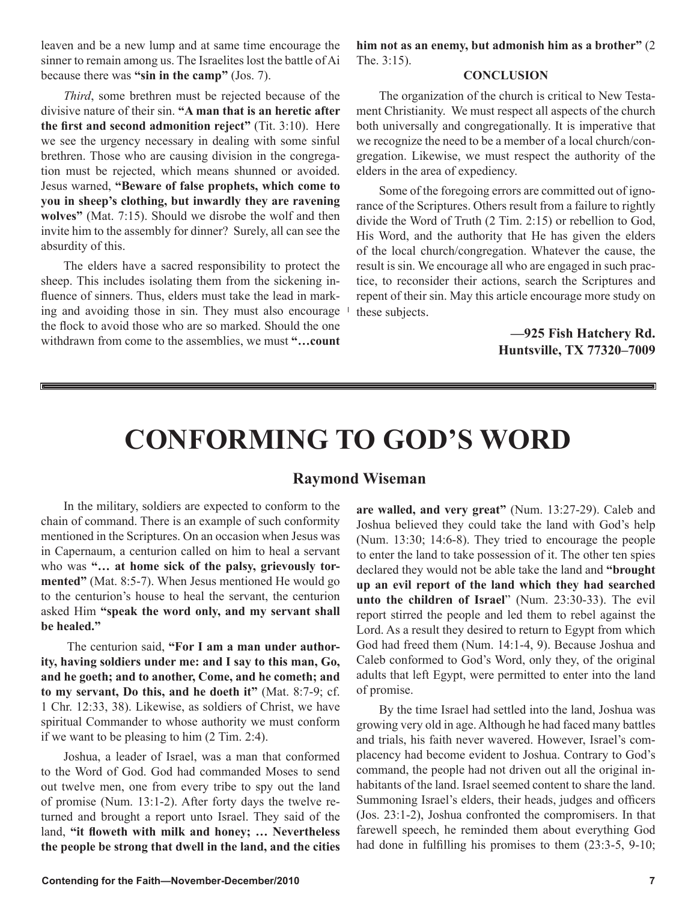leaven and be a new lump and at same time encourage the sinner to remain among us. The Israelites lost the battle of Ai because there was **"sin in the camp"** (Jos. 7).

*Third*, some brethren must be rejected because of the divisive nature of their sin. **"A man that is an heretic after the first and second admonition reject"** (Tit. 3:10). Here we see the urgency necessary in dealing with some sinful brethren. Those who are causing division in the congregation must be rejected, which means shunned or avoided. Jesus warned, **"Beware of false prophets, which come to you in sheep's clothing, but inwardly they are ravening wolves"** (Mat. 7:15). Should we disrobe the wolf and then invite him to the assembly for dinner? Surely, all can see the absurdity of this.

The elders have a sacred responsibility to protect the sheep. This includes isolating them from the sickening influence of sinners. Thus, elders must take the lead in marking and avoiding those in sin. They must also encourage the flock to avoid those who are so marked. Should the one withdrawn from come to the assemblies, we must **"…count him not as an enemy, but admonish him as a brother"** (2 The. 3:15).

### CONCLUSION

The organization of the church is critical to New Testament Christianity. We must respect all aspects of the church both universally and congregationally. It is imperative that we recognize the need to be a member of a local church/congregation. Likewise, we must respect the authority of the elders in the area of expediency.

Some of the foregoing errors are committed out of ignorance of the Scriptures. Others result from a failure to rightly divide the Word of Truth (2 Tim. 2:15) or rebellion to God, His Word, and the authority that He has given the elders of the local church/congregation. Whatever the cause, the result is sin. We encourage all who are engaged in such practice, to reconsider their actions, search the Scriptures and repent of their sin. May this article encourage more study on these subjects.

**—925 Fish Hatchery Rd.**
**Huntsville, TX 77320–7009**

---

# CONFORMING TO GOD'S WORD

## Raymond Wiseman

In the military, soldiers are expected to conform to the chain of command. There is an example of such conformity mentioned in the Scriptures. On an occasion when Jesus was in Capernaum, a centurion called on him to heal a servant who was **"… at home sick of the palsy, grievously tormented"** (Mat. 8:5-7). When Jesus mentioned He would go to the centurion's house to heal the servant, the centurion asked Him **"speak the word only, and my servant shall be healed."**

The centurion said, **"For I am a man under authority, having soldiers under me: and I say to this man, Go, and he goeth; and to another, Come, and he cometh; and to my servant, Do this, and he doeth it"** (Mat. 8:7-9; cf. 1 Chr. 12:33, 38). Likewise, as soldiers of Christ, we have spiritual Commander to whose authority we must conform if we want to be pleasing to him (2 Tim. 2:4).

Joshua, a leader of Israel, was a man that conformed to the Word of God. God had commanded Moses to send out twelve men, one from every tribe to spy out the land of promise (Num. 13:1-2). After forty days the twelve returned and brought a report unto Israel. They said of the land, **"it floweth with milk and honey; … Nevertheless the people be strong that dwell in the land, and the cities are walled, and very great"** (Num. 13:27-29). Caleb and Joshua believed they could take the land with God's help (Num. 13:30; 14:6-8). They tried to encourage the people to enter the land to take possession of it. The other ten spies declared they would not be able take the land and **"brought up an evil report of the land which they had searched unto the children of Israel"** (Num. 23:30-33). The evil report stirred the people and led them to rebel against the Lord. As a result they desired to return to Egypt from which God had freed them (Num. 14:1-4, 9). Because Joshua and Caleb conformed to God's Word, only they, of the original adults that left Egypt, were permitted to enter into the land of promise.

By the time Israel had settled into the land, Joshua was growing very old in age. Although he had faced many battles and trials, his faith never wavered. However, Israel's complacency had become evident to Joshua. Contrary to God's command, the people had not driven out all the original inhabitants of the land. Israel seemed content to share the land. Summoning Israel's elders, their heads, judges and officers (Jos. 23:1-2), Joshua confronted the compromisers. In that farewell speech, he reminded them about everything God had done in fulfilling his promises to them (23:3-5, 9-10;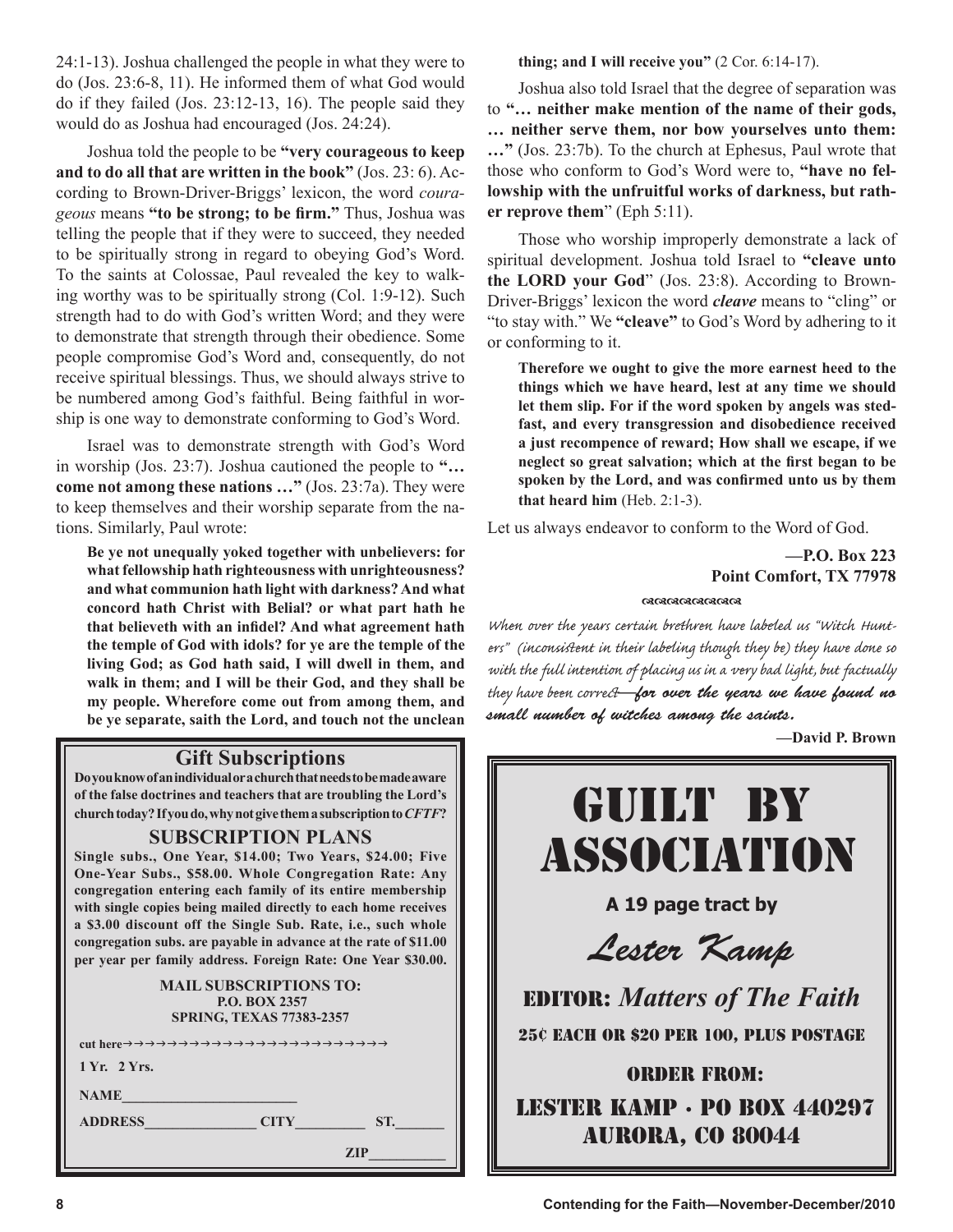24:1-13). Joshua challenged the people in what they were to do (Jos. 23:6-8, 11). He informed them of what God would do if they failed (Jos. 23:12-13, 16). The people said they would do as Joshua had encouraged (Jos. 24:24).

Joshua told the people to be **"very courageous to keep and to do all that are written in the book"** (Jos. 23: 6). According to Brown-Driver-Briggs' lexicon, the word *courageous* means **"to be strong; to be firm."** Thus, Joshua was telling the people that if they were to succeed, they needed to be spiritually strong in regard to obeying God's Word. To the saints at Colossae, Paul revealed the key to walking worthy was to be spiritually strong (Col. 1:9-12). Such strength had to do with God's written Word; and they were to demonstrate that strength through their obedience. Some people compromise God's Word and, consequently, do not receive spiritual blessings. Thus, we should always strive to be numbered among God's faithful. Being faithful in worship is one way to demonstrate conforming to God's Word.

Israel was to demonstrate strength with God's Word in worship (Jos. 23:7). Joshua cautioned the people to **"… come not among these nations …"** (Jos. 23:7a). They were to keep themselves and their worship separate from the nations. Similarly, Paul wrote:

> **Be ye not unequally yoked together with unbelievers: for what fellowship hath righteousness with unrighteousness? and what communion hath light with darkness? And what concord hath Christ with Belial? or what part hath he that believeth with an infidel? And what agreement hath the temple of God with idols? for ye are the temple of the living God; as God hath said, I will dwell in them, and walk in them; and I will be their God, and they shall be my people. Wherefore come out from among them, and be ye separate, saith the Lord, and touch not the unclean thing; and I will receive you"** (2 Cor. 6:14-17).

Joshua also told Israel that the degree of separation was to **"… neither make mention of the name of their gods, … neither serve them, nor bow yourselves unto them: …"** (Jos. 23:7b). To the church at Ephesus, Paul wrote that those who conform to God's Word were to, **"have no fellowship with the unfruitful works of darkness, but rather reprove them**" (Eph 5:11).

Those who worship improperly demonstrate a lack of spiritual development. Joshua told Israel to **"cleave unto the LORD your God**" (Jos. 23:8). According to Brown-Driver-Briggs' lexicon the word ***cleave*** means to "cling" or "to stay with." We **"cleave"** to God's Word by adhering to it or conforming to it.

> **Therefore we ought to give the more earnest heed to the things which we have heard, lest at any time we should let them slip. For if the word spoken by angels was stedfast, and every transgression and disobedience received a just recompence of reward; How shall we escape, if we neglect so great salvation; which at the first began to be spoken by the Lord, and was confirmed unto us by them that heard him** (Heb. 2:1-3).

Let us always endeavor to conform to the Word of God.

**—P.O. Box 223**
**Point Comfort, TX 77978**

*When over the years certain brethren have labeled us "Witch Hunters" (inconsistent in their labeling though they be) they have done so with the full intention of placing us in a very bad light, but factually they have been correct—**for over the years we have found no small number of witches among the saints.***

**—David P. Brown**

## Gift Subscriptions

**Do you know of an individual or a church that needs to be made aware of the false doctrines and teachers that are troubling the Lord's church today? If you do, why not give them a subscription to *CFTF*?**

### SUBSCRIPTION PLANS

**Single subs., One Year, $14.00; Two Years, $24.00; Five One-Year Subs., $58.00. Whole Congregation Rate: Any congregation entering each family of its entire membership with single copies being mailed directly to each home receives a $3.00 discount off the Single Sub. Rate, i.e., such whole congregation subs. are payable in advance at the rate of $11.00 per year per family address. Foreign Rate: One Year $30.00.**

**MAIL SUBSCRIPTIONS TO:**
**P.O. BOX 2357**
**SPRING, TEXAS 77383-2357**

cut here→→→→→→→→→→→→→→→→→→→→→→→

1 Yr. 2 Yrs.

NAME________________________

ADDRESS_______________ CITY_________ ST._______

ZIP__________

# GUILT BY ASSOCIATION

**A 19 page tract by**

*Lester Kamp*

EDITOR: *Matters of The Faith*

25¢ EACH OR $20 PER 100, PLUS POSTAGE

ORDER FROM:

LESTER KAMP · PO BOX 440297
AURORA, CO 80044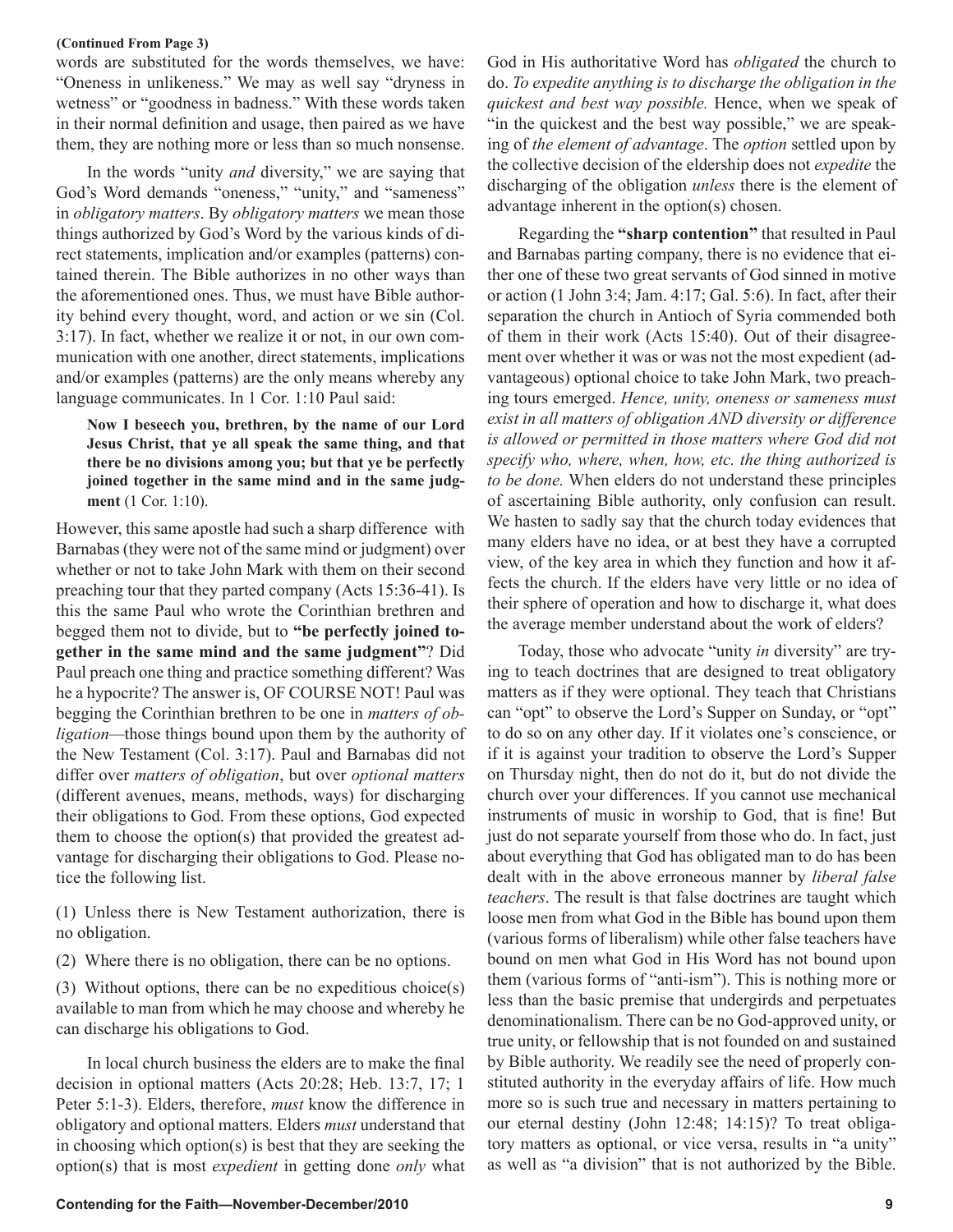**(Continued From Page 3)**

words are substituted for the words themselves, we have: "Oneness in unlikeness." We may as well say "dryness in wetness" or "goodness in badness." With these words taken in their normal definition and usage, then paired as we have them, they are nothing more or less than so much nonsense.

In the words "unity *and* diversity," we are saying that God's Word demands "oneness," "unity," and "sameness" in *obligatory matters*. By *obligatory matters* we mean those things authorized by God's Word by the various kinds of direct statements, implication and/or examples (patterns) contained therein. The Bible authorizes in no other ways than the aforementioned ones. Thus, we must have Bible authority behind every thought, word, and action or we sin (Col. 3:17). In fact, whether we realize it or not, in our own communication with one another, direct statements, implications and/or examples (patterns) are the only means whereby any language communicates. In 1 Cor. 1:10 Paul said:

> **Now I beseech you, brethren, by the name of our Lord Jesus Christ, that ye all speak the same thing, and that there be no divisions among you; but that ye be perfectly joined together in the same mind and in the same judgment** (1 Cor. 1:10).

However, this same apostle had such a sharp difference with Barnabas (they were not of the same mind or judgment) over whether or not to take John Mark with them on their second preaching tour that they parted company (Acts 15:36-41). Is this the same Paul who wrote the Corinthian brethren and begged them not to divide, but to **"be perfectly joined together in the same mind and the same judgment"**? Did Paul preach one thing and practice something different? Was he a hypocrite? The answer is, OF COURSE NOT! Paul was begging the Corinthian brethren to be one in *matters of obligation*—those things bound upon them by the authority of the New Testament (Col. 3:17). Paul and Barnabas did not differ over *matters of obligation*, but over *optional matters* (different avenues, means, methods, ways) for discharging their obligations to God. From these options, God expected them to choose the option(s) that provided the greatest advantage for discharging their obligations to God. Please notice the following list.

(1) Unless there is New Testament authorization, there is no obligation.

(2) Where there is no obligation, there can be no options.

(3) Without options, there can be no expeditious choice(s) available to man from which he may choose and whereby he can discharge his obligations to God.

In local church business the elders are to make the final decision in optional matters (Acts 20:28; Heb. 13:7, 17; 1 Peter 5:1-3). Elders, therefore, *must* know the difference in obligatory and optional matters. Elders *must* understand that in choosing which option(s) is best that they are seeking the option(s) that is most *expedient* in getting done *only* what God in His authoritative Word has *obligated* the church to do. *To expedite anything is to discharge the obligation in the quickest and best way possible.* Hence, when we speak of "in the quickest and the best way possible," we are speaking of *the element of advantage*. The *option* settled upon by the collective decision of the eldership does not *expedite* the discharging of the obligation *unless* there is the element of advantage inherent in the option(s) chosen.

Regarding the **"sharp contention"** that resulted in Paul and Barnabas parting company, there is no evidence that either one of these two great servants of God sinned in motive or action (1 John 3:4; Jam. 4:17; Gal. 5:6). In fact, after their separation the church in Antioch of Syria commended both of them in their work (Acts 15:40). Out of their disagreement over whether it was or was not the most expedient (advantageous) optional choice to take John Mark, two preaching tours emerged. *Hence, unity, oneness or sameness must exist in all matters of obligation AND diversity or difference is allowed or permitted in those matters where God did not specify who, where, when, how, etc. the thing authorized is to be done.* When elders do not understand these principles of ascertaining Bible authority, only confusion can result. We hasten to sadly say that the church today evidences that many elders have no idea, or at best they have a corrupted view, of the key area in which they function and how it affects the church. If the elders have very little or no idea of their sphere of operation and how to discharge it, what does the average member understand about the work of elders?

Today, those who advocate "unity *in* diversity" are trying to teach doctrines that are designed to treat obligatory matters as if they were optional. They teach that Christians can "opt" to observe the Lord's Supper on Sunday, or "opt" to do so on any other day. If it violates one's conscience, or if it is against your tradition to observe the Lord's Supper on Thursday night, then do not do it, but do not divide the church over your differences. If you cannot use mechanical instruments of music in worship to God, that is fine! But just do not separate yourself from those who do. In fact, just about everything that God has obligated man to do has been dealt with in the above erroneous manner by *liberal false teachers*. The result is that false doctrines are taught which loose men from what God in the Bible has bound upon them (various forms of liberalism) while other false teachers have bound on men what God in His Word has not bound upon them (various forms of "anti-ism"). This is nothing more or less than the basic premise that undergirds and perpetuates denominationalism. There can be no God-approved unity, or true unity, or fellowship that is not founded on and sustained by Bible authority. We readily see the need of properly constituted authority in the everyday affairs of life. How much more so is such true and necessary in matters pertaining to our eternal destiny (John 12:48; 14:15)? To treat obligatory matters as optional, or vice versa, results in "a unity" as well as "a division" that is not authorized by the Bible.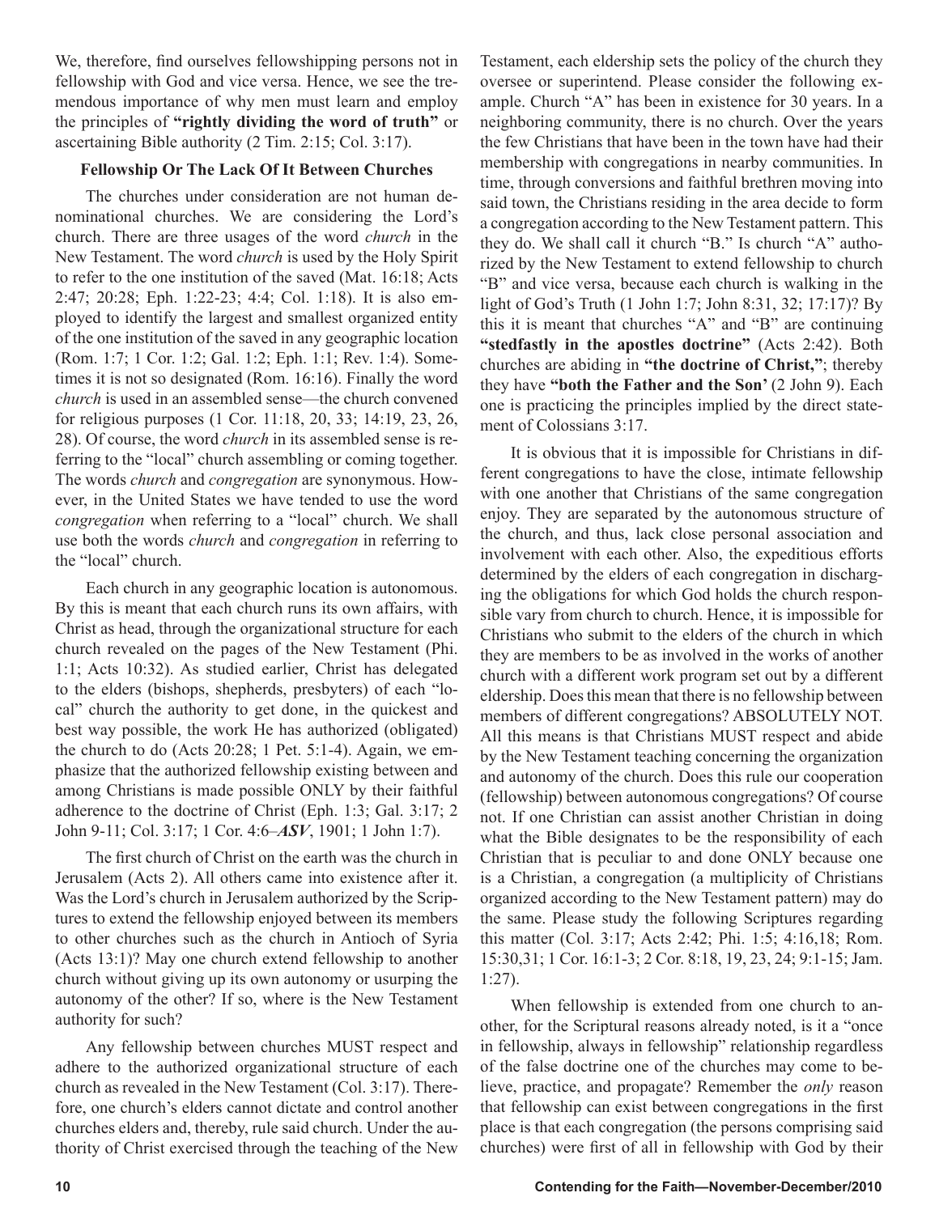We, therefore, find ourselves fellowshipping persons not in fellowship with God and vice versa. Hence, we see the tremendous importance of why men must learn and employ the principles of **"rightly dividing the word of truth"** or ascertaining Bible authority (2 Tim. 2:15; Col. 3:17).

**Fellowship Or The Lack Of It Between Churches**

The churches under consideration are not human denominational churches. We are considering the Lord's church. There are three usages of the word *church* in the New Testament. The word *church* is used by the Holy Spirit to refer to the one institution of the saved (Mat. 16:18; Acts 2:47; 20:28; Eph. 1:22-23; 4:4; Col. 1:18). It is also employed to identify the largest and smallest organized entity of the one institution of the saved in any geographic location (Rom. 1:7; 1 Cor. 1:2; Gal. 1:2; Eph. 1:1; Rev. 1:4). Sometimes it is not so designated (Rom. 16:16). Finally the word *church* is used in an assembled sense—the church convened for religious purposes (1 Cor. 11:18, 20, 33; 14:19, 23, 26, 28). Of course, the word *church* in its assembled sense is referring to the "local" church assembling or coming together. The words *church* and *congregation* are synonymous. However, in the United States we have tended to use the word *congregation* when referring to a "local" church. We shall use both the words *church* and *congregation* in referring to the "local" church.

Each church in any geographic location is autonomous. By this is meant that each church runs its own affairs, with Christ as head, through the organizational structure for each church revealed on the pages of the New Testament (Phi. 1:1; Acts 10:32). As studied earlier, Christ has delegated to the elders (bishops, shepherds, presbyters) of each "local" church the authority to get done, in the quickest and best way possible, the work He has authorized (obligated) the church to do (Acts 20:28; 1 Pet. 5:1-4). Again, we emphasize that the authorized fellowship existing between and among Christians is made possible ONLY by their faithful adherence to the doctrine of Christ (Eph. 1:3; Gal. 3:17; 2 John 9-11; Col. 3:17; 1 Cor. 4:6–***ASV***, 1901; 1 John 1:7).

The first church of Christ on the earth was the church in Jerusalem (Acts 2). All others came into existence after it. Was the Lord's church in Jerusalem authorized by the Scriptures to extend the fellowship enjoyed between its members to other churches such as the church in Antioch of Syria (Acts 13:1)? May one church extend fellowship to another church without giving up its own autonomy or usurping the autonomy of the other? If so, where is the New Testament authority for such?

Any fellowship between churches MUST respect and adhere to the authorized organizational structure of each church as revealed in the New Testament (Col. 3:17). Therefore, one church's elders cannot dictate and control another churches elders and, thereby, rule said church. Under the authority of Christ exercised through the teaching of the New Testament, each eldership sets the policy of the church they oversee or superintend. Please consider the following example. Church "A" has been in existence for 30 years. In a neighboring community, there is no church. Over the years the few Christians that have been in the town have had their membership with congregations in nearby communities. In time, through conversions and faithful brethren moving into said town, the Christians residing in the area decide to form a congregation according to the New Testament pattern. This they do. We shall call it church "B." Is church "A" authorized by the New Testament to extend fellowship to church "B" and vice versa, because each church is walking in the light of God's Truth (1 John 1:7; John 8:31, 32; 17:17)? By this it is meant that churches "A" and "B" are continuing **"stedfastly in the apostles doctrine"** (Acts 2:42). Both churches are abiding in **"the doctrine of Christ,"**; thereby they have **"both the Father and the Son'** (2 John 9). Each one is practicing the principles implied by the direct statement of Colossians 3:17.

It is obvious that it is impossible for Christians in different congregations to have the close, intimate fellowship with one another that Christians of the same congregation enjoy. They are separated by the autonomous structure of the church, and thus, lack close personal association and involvement with each other. Also, the expeditious efforts determined by the elders of each congregation in discharging the obligations for which God holds the church responsible vary from church to church. Hence, it is impossible for Christians who submit to the elders of the church in which they are members to be as involved in the works of another church with a different work program set out by a different eldership. Does this mean that there is no fellowship between members of different congregations? ABSOLUTELY NOT. All this means is that Christians MUST respect and abide by the New Testament teaching concerning the organization and autonomy of the church. Does this rule our cooperation (fellowship) between autonomous congregations? Of course not. If one Christian can assist another Christian in doing what the Bible designates to be the responsibility of each Christian that is peculiar to and done ONLY because one is a Christian, a congregation (a multiplicity of Christians organized according to the New Testament pattern) may do the same. Please study the following Scriptures regarding this matter (Col. 3:17; Acts 2:42; Phi. 1:5; 4:16,18; Rom. 15:30,31; 1 Cor. 16:1-3; 2 Cor. 8:18, 19, 23, 24; 9:1-15; Jam. 1:27).

When fellowship is extended from one church to another, for the Scriptural reasons already noted, is it a "once in fellowship, always in fellowship" relationship regardless of the false doctrine one of the churches may come to believe, practice, and propagate? Remember the *only* reason that fellowship can exist between congregations in the first place is that each congregation (the persons comprising said churches) were first of all in fellowship with God by their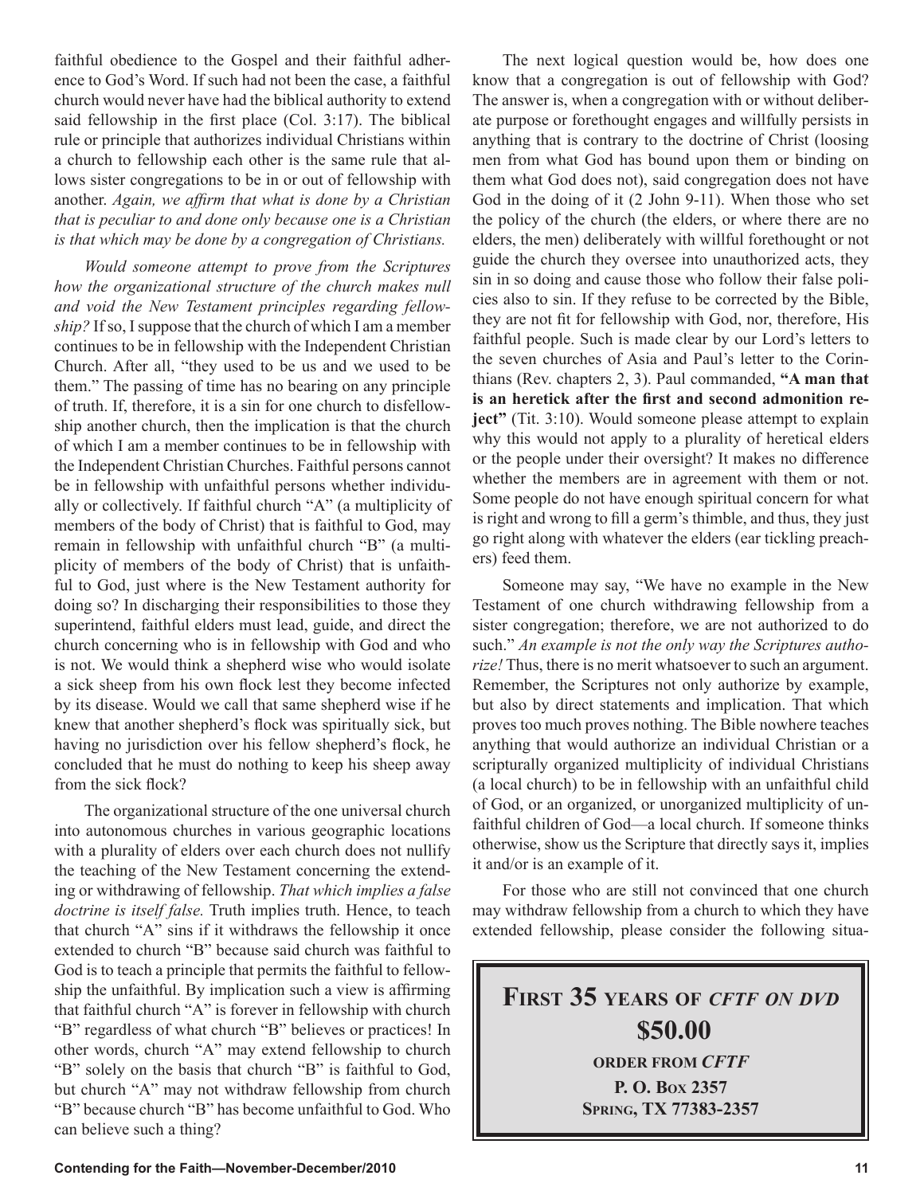faithful obedience to the Gospel and their faithful adherence to God's Word. If such had not been the case, a faithful church would never have had the biblical authority to extend said fellowship in the first place (Col. 3:17). The biblical rule or principle that authorizes individual Christians within a church to fellowship each other is the same rule that allows sister congregations to be in or out of fellowship with another. *Again, we affirm that what is done by a Christian that is peculiar to and done only because one is a Christian is that which may be done by a congregation of Christians.*

*Would someone attempt to prove from the Scriptures how the organizational structure of the church makes null and void the New Testament principles regarding fellowship?* If so, I suppose that the church of which I am a member continues to be in fellowship with the Independent Christian Church. After all, "they used to be us and we used to be them." The passing of time has no bearing on any principle of truth. If, therefore, it is a sin for one church to disfellowship another church, then the implication is that the church of which I am a member continues to be in fellowship with the Independent Christian Churches. Faithful persons cannot be in fellowship with unfaithful persons whether individually or collectively. If faithful church "A" (a multiplicity of members of the body of Christ) that is faithful to God, may remain in fellowship with unfaithful church "B" (a multiplicity of members of the body of Christ) that is unfaithful to God, just where is the New Testament authority for doing so? In discharging their responsibilities to those they superintend, faithful elders must lead, guide, and direct the church concerning who is in fellowship with God and who is not. We would think a shepherd wise who would isolate a sick sheep from his own flock lest they become infected by its disease. Would we call that same shepherd wise if he knew that another shepherd's flock was spiritually sick, but having no jurisdiction over his fellow shepherd's flock, he concluded that he must do nothing to keep his sheep away from the sick flock?

The organizational structure of the one universal church into autonomous churches in various geographic locations with a plurality of elders over each church does not nullify the teaching of the New Testament concerning the extending or withdrawing of fellowship. *That which implies a false doctrine is itself false.* Truth implies truth. Hence, to teach that church "A" sins if it withdraws the fellowship it once extended to church "B" because said church was faithful to God is to teach a principle that permits the faithful to fellowship the unfaithful. By implication such a view is affirming that faithful church "A" is forever in fellowship with church "B" regardless of what church "B" believes or practices! In other words, church "A" may extend fellowship to church "B" solely on the basis that church "B" is faithful to God, but church "A" may not withdraw fellowship from church "B" because church "B" has become unfaithful to God. Who can believe such a thing?

The next logical question would be, how does one know that a congregation is out of fellowship with God? The answer is, when a congregation with or without deliberate purpose or forethought engages and willfully persists in anything that is contrary to the doctrine of Christ (loosing men from what God has bound upon them or binding on them what God does not), said congregation does not have God in the doing of it (2 John 9-11). When those who set the policy of the church (the elders, or where there are no elders, the men) deliberately with willful forethought or not guide the church they oversee into unauthorized acts, they sin in so doing and cause those who follow their false policies also to sin. If they refuse to be corrected by the Bible, they are not fit for fellowship with God, nor, therefore, His faithful people. Such is made clear by our Lord's letters to the seven churches of Asia and Paul's letter to the Corinthians (Rev. chapters 2, 3). Paul commanded, **"A man that is an heretick after the first and second admonition reject"** (Tit. 3:10). Would someone please attempt to explain why this would not apply to a plurality of heretical elders or the people under their oversight? It makes no difference whether the members are in agreement with them or not. Some people do not have enough spiritual concern for what is right and wrong to fill a germ's thimble, and thus, they just go right along with whatever the elders (ear tickling preachers) feed them.

Someone may say, "We have no example in the New Testament of one church withdrawing fellowship from a sister congregation; therefore, we are not authorized to do such." *An example is not the only way the Scriptures authorize!* Thus, there is no merit whatsoever to such an argument. Remember, the Scriptures not only authorize by example, but also by direct statements and implication. That which proves too much proves nothing. The Bible nowhere teaches anything that would authorize an individual Christian or a scripturally organized multiplicity of individual Christians (a local church) to be in fellowship with an unfaithful child of God, or an organized, or unorganized multiplicity of unfaithful children of God—a local church. If someone thinks otherwise, show us the Scripture that directly says it, implies it and/or is an example of it.

For those who are still not convinced that one church may withdraw fellowship from a church to which they have extended fellowship, please consider the following situa-

**FIRST 35 YEARS OF *CFTF ON DVD***

**$50.00**

**ORDER FROM *CFTF***

**P. O. BOX 2357**

**SPRING, TX 77383-2357**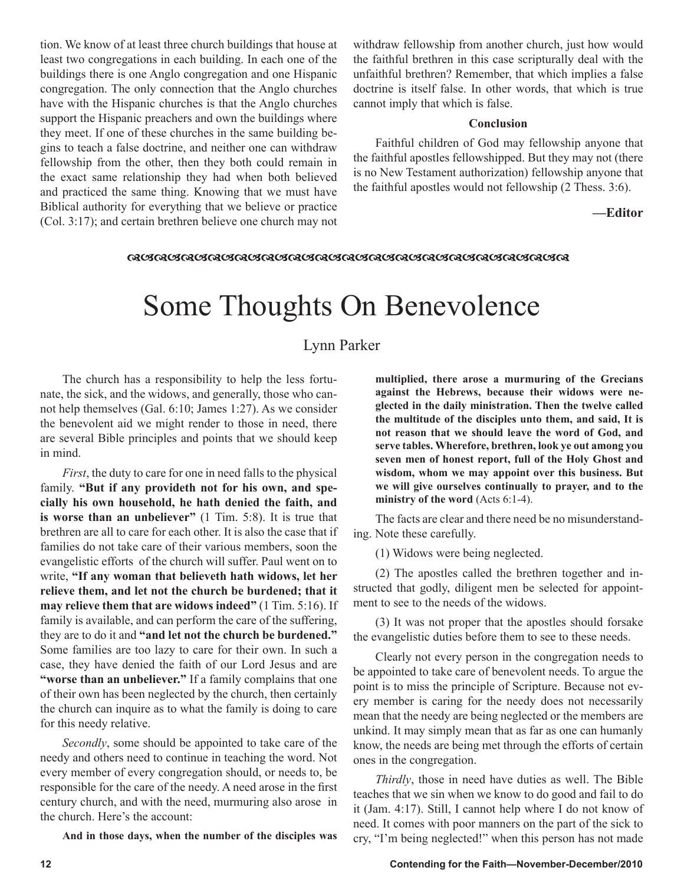tion. We know of at least three church buildings that house at least two congregations in each building. In each one of the buildings there is one Anglo congregation and one Hispanic congregation. The only connection that the Anglo churches have with the Hispanic churches is that the Anglo churches support the Hispanic preachers and own the buildings where they meet. If one of these churches in the same building begins to teach a false doctrine, and neither one can withdraw fellowship from the other, then they both could remain in the exact same relationship they had when both believed and practiced the same thing. Knowing that we must have Biblical authority for everything that we believe or practice (Col. 3:17); and certain brethren believe one church may not withdraw fellowship from another church, just how would the faithful brethren in this case scripturally deal with the unfaithful brethren? Remember, that which implies a false doctrine is itself false. In other words, that which is true cannot imply that which is false.

**Conclusion**

Faithful children of God may fellowship anyone that the faithful apostles fellowshipped. But they may not (there is no New Testament authorization) fellowship anyone that the faithful apostles would not fellowship (2 Thess. 3:6).

**—Editor**

# Some Thoughts On Benevolence

Lynn Parker

The church has a responsibility to help the less fortunate, the sick, and the widows, and generally, those who cannot help themselves (Gal. 6:10; James 1:27). As we consider the benevolent aid we might render to those in need, there are several Bible principles and points that we should keep in mind.

*First*, the duty to care for one in need falls to the physical family. **"But if any provideth not for his own, and specially his own household, he hath denied the faith, and is worse than an unbeliever"** (1 Tim. 5:8). It is true that brethren are all to care for each other. It is also the case that if families do not take care of their various members, soon the evangelistic efforts of the church will suffer. Paul went on to write, **"If any woman that believeth hath widows, let her relieve them, and let not the church be burdened; that it may relieve them that are widows indeed"** (1 Tim. 5:16). If family is available, and can perform the care of the suffering, they are to do it and **"and let not the church be burdened."** Some families are too lazy to care for their own. In such a case, they have denied the faith of our Lord Jesus and are **"worse than an unbeliever."** If a family complains that one of their own has been neglected by the church, then certainly the church can inquire as to what the family is doing to care for this needy relative.

*Secondly*, some should be appointed to take care of the needy and others need to continue in teaching the word. Not every member of every congregation should, or needs to, be responsible for the care of the needy. A need arose in the first century church, and with the need, murmuring also arose in the church. Here's the account:

**And in those days, when the number of the disciples was multiplied, there arose a murmuring of the Grecians against the Hebrews, because their widows were neglected in the daily ministration. Then the twelve called the multitude of the disciples unto them, and said, It is not reason that we should leave the word of God, and serve tables. Wherefore, brethren, look ye out among you seven men of honest report, full of the Holy Ghost and wisdom, whom we may appoint over this business. But we will give ourselves continually to prayer, and to the ministry of the word** (Acts 6:1-4).

The facts are clear and there need be no misunderstanding. Note these carefully.

(1) Widows were being neglected.

(2) The apostles called the brethren together and instructed that godly, diligent men be selected for appointment to see to the needs of the widows.

(3) It was not proper that the apostles should forsake the evangelistic duties before them to see to these needs.

Clearly not every person in the congregation needs to be appointed to take care of benevolent needs. To argue the point is to miss the principle of Scripture. Because not every member is caring for the needy does not necessarily mean that the needy are being neglected or the members are unkind. It may simply mean that as far as one can humanly know, the needs are being met through the efforts of certain ones in the congregation.

*Thirdly*, those in need have duties as well. The Bible teaches that we sin when we know to do good and fail to do it (Jam. 4:17). Still, I cannot help where I do not know of need. It comes with poor manners on the part of the sick to cry, "I'm being neglected!" when this person has not made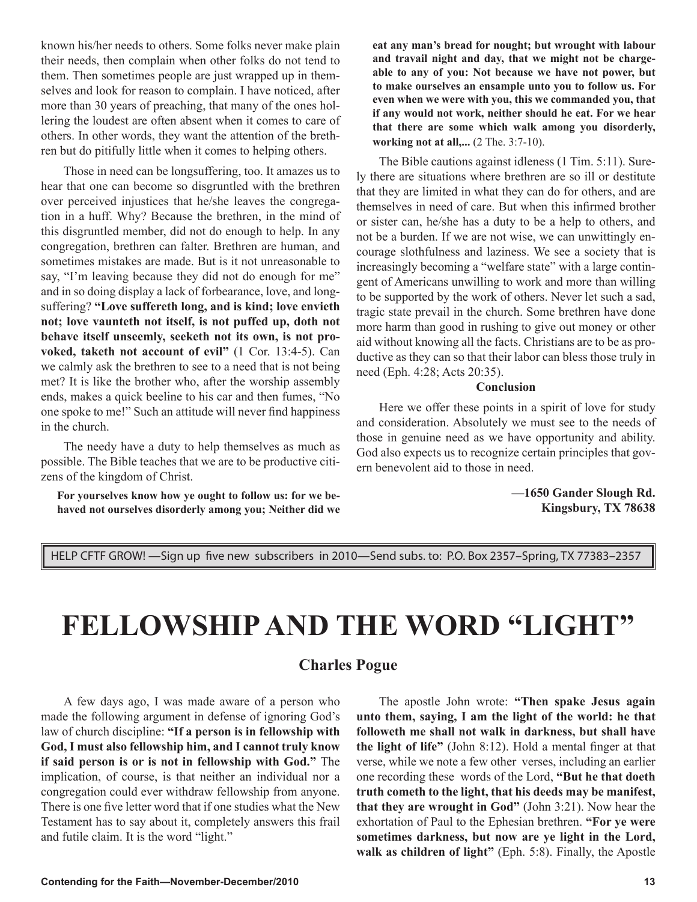known his/her needs to others. Some folks never make plain their needs, then complain when other folks do not tend to them. Then sometimes people are just wrapped up in themselves and look for reason to complain. I have noticed, after more than 30 years of preaching, that many of the ones hollering the loudest are often absent when it comes to care of others. In other words, they want the attention of the brethren but do pitifully little when it comes to helping others.

Those in need can be longsuffering, too. It amazes us to hear that one can become so disgruntled with the brethren over perceived injustices that he/she leaves the congregation in a huff. Why? Because the brethren, in the mind of this disgruntled member, did not do enough to help. In any congregation, brethren can falter. Brethren are human, and sometimes mistakes are made. But is it not unreasonable to say, "I'm leaving because they did not do enough for me" and in so doing display a lack of forbearance, love, and longsuffering? **"Love suffereth long, and is kind; love envieth not; love vaunteth not itself, is not puffed up, doth not behave itself unseemly, seeketh not its own, is not provoked, taketh not account of evil"** (1 Cor. 13:4-5). Can we calmly ask the brethren to see to a need that is not being met? It is like the brother who, after the worship assembly ends, makes a quick beeline to his car and then fumes, "No one spoke to me!" Such an attitude will never find happiness in the church.

The needy have a duty to help themselves as much as possible. The Bible teaches that we are to be productive citizens of the kingdom of Christ.

**For yourselves know how ye ought to follow us: for we behaved not ourselves disorderly among you; Neither did we eat any man's bread for nought; but wrought with labour and travail night and day, that we might not be chargeable to any of you: Not because we have not power, but to make ourselves an ensample unto you to follow us. For even when we were with you, this we commanded you, that if any would not work, neither should he eat. For we hear that there are some which walk among you disorderly, working not at all,...** (2 The. 3:7-10).

The Bible cautions against idleness (1 Tim. 5:11). Surely there are situations where brethren are so ill or destitute that they are limited in what they can do for others, and are themselves in need of care. But when this infirmed brother or sister can, he/she has a duty to be a help to others, and not be a burden. If we are not wise, we can unwittingly encourage slothfulness and laziness. We see a society that is increasingly becoming a "welfare state" with a large contingent of Americans unwilling to work and more than willing to be supported by the work of others. Never let such a sad, tragic state prevail in the church. Some brethren have done more harm than good in rushing to give out money or other aid without knowing all the facts. Christians are to be as productive as they can so that their labor can bless those truly in need (Eph. 4:28; Acts 20:35).

**Conclusion**

Here we offer these points in a spirit of love for study and consideration. Absolutely we must see to the needs of those in genuine need as we have opportunity and ability. God also expects us to recognize certain principles that govern benevolent aid to those in need.

**—1650 Gander Slough Rd.**
**Kingsbury, TX 78638**

HELP CFTF GROW! —Sign up five new subscribers in 2010—Send subs. to: P.O. Box 2357–Spring, TX 77383–2357

# FELLOWSHIP AND THE WORD "LIGHT"

## Charles Pogue

A few days ago, I was made aware of a person who made the following argument in defense of ignoring God's law of church discipline: **"If a person is in fellowship with God, I must also fellowship him, and I cannot truly know if said person is or is not in fellowship with God."** The implication, of course, is that neither an individual nor a congregation could ever withdraw fellowship from anyone. There is one five letter word that if one studies what the New Testament has to say about it, completely answers this frail and futile claim. It is the word "light."

The apostle John wrote: **"Then spake Jesus again unto them, saying, I am the light of the world: he that followeth me shall not walk in darkness, but shall have the light of life"** (John 8:12). Hold a mental finger at that verse, while we note a few other verses, including an earlier one recording these words of the Lord, **"But he that doeth truth cometh to the light, that his deeds may be manifest, that they are wrought in God"** (John 3:21). Now hear the exhortation of Paul to the Ephesian brethren. **"For ye were sometimes darkness, but now are ye light in the Lord, walk as children of light"** (Eph. 5:8). Finally, the Apostle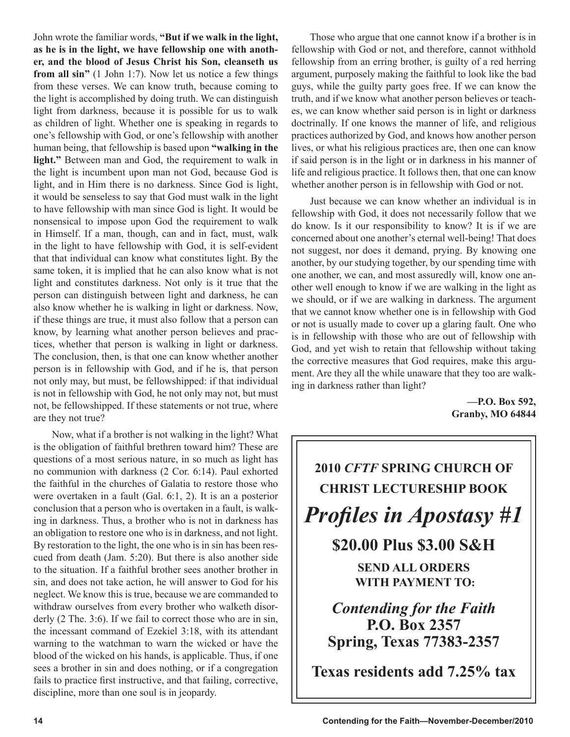John wrote the familiar words, **"But if we walk in the light, as he is in the light, we have fellowship one with another, and the blood of Jesus Christ his Son, cleanseth us from all sin"** (1 John 1:7). Now let us notice a few things from these verses. We can know truth, because coming to the light is accomplished by doing truth. We can distinguish light from darkness, because it is possible for us to walk as children of light. Whether one is speaking in regards to one's fellowship with God, or one's fellowship with another human being, that fellowship is based upon **"walking in the light."** Between man and God, the requirement to walk in the light is incumbent upon man not God, because God is light, and in Him there is no darkness. Since God is light, it would be senseless to say that God must walk in the light to have fellowship with man since God is light. It would be nonsensical to impose upon God the requirement to walk in Himself. If a man, though, can and in fact, must, walk in the light to have fellowship with God, it is self-evident that that individual can know what constitutes light. By the same token, it is implied that he can also know what is not light and constitutes darkness. Not only is it true that the person can distinguish between light and darkness, he can also know whether he is walking in light or darkness. Now, if these things are true, it must also follow that a person can know, by learning what another person believes and practices, whether that person is walking in light or darkness. The conclusion, then, is that one can know whether another person is in fellowship with God, and if he is, that person not only may, but must, be fellowshipped: if that individual is not in fellowship with God, he not only may not, but must not, be fellowshipped. If these statements or not true, where are they not true?

Now, what if a brother is not walking in the light? What is the obligation of faithful brethren toward him? These are questions of a most serious nature, in so much as light has no communion with darkness (2 Cor. 6:14). Paul exhorted the faithful in the churches of Galatia to restore those who were overtaken in a fault (Gal. 6:1, 2). It is an a posterior conclusion that a person who is overtaken in a fault, is walking in darkness. Thus, a brother who is not in darkness has an obligation to restore one who is in darkness, and not light. By restoration to the light, the one who is in sin has been rescued from death (Jam. 5:20). But there is also another side to the situation. If a faithful brother sees another brother in sin, and does not take action, he will answer to God for his neglect. We know this is true, because we are commanded to withdraw ourselves from every brother who walketh disorderly (2 The. 3:6). If we fail to correct those who are in sin, the incessant command of Ezekiel 3:18, with its attendant warning to the watchman to warn the wicked or have the blood of the wicked on his hands, is applicable. Thus, if one sees a brother in sin and does nothing, or if a congregation fails to practice first instructive, and that failing, corrective, discipline, more than one soul is in jeopardy.

Those who argue that one cannot know if a brother is in fellowship with God or not, and therefore, cannot withhold fellowship from an erring brother, is guilty of a red herring argument, purposely making the faithful to look like the bad guys, while the guilty party goes free. If we can know the truth, and if we know what another person believes or teaches, we can know whether said person is in light or darkness doctrinally. If one knows the manner of life, and religious practices authorized by God, and knows how another person lives, or what his religious practices are, then one can know if said person is in the light or in darkness in his manner of life and religious practice. It follows then, that one can know whether another person is in fellowship with God or not.

Just because we can know whether an individual is in fellowship with God, it does not necessarily follow that we do know. Is it our responsibility to know? It is if we are concerned about one another's eternal well-being! That does not suggest, nor does it demand, prying. By knowing one another, by our studying together, by our spending time with one another, we can, and most assuredly will, know one another well enough to know if we are walking in the light as we should, or if we are walking in darkness. The argument that we cannot know whether one is in fellowship with God or not is usually made to cover up a glaring fault. One who is in fellowship with those who are out of fellowship with God, and yet wish to retain that fellowship without taking the corrective measures that God requires, make this argument. Are they all the while unaware that they too are walking in darkness rather than light?

**—P.O. Box 592,**
**Granby, MO 64844**

---

**2010 *CFTF* SPRING CHURCH OF CHRIST LECTURESHIP BOOK**

***Profiles in Apostasy #1***

**$20.00 Plus $3.00 S&H**

**SEND ALL ORDERS WITH PAYMENT TO:**

***Contending for the Faith***
**P.O. Box 2357**
**Spring, Texas 77383-2357**

**Texas residents add 7.25% tax**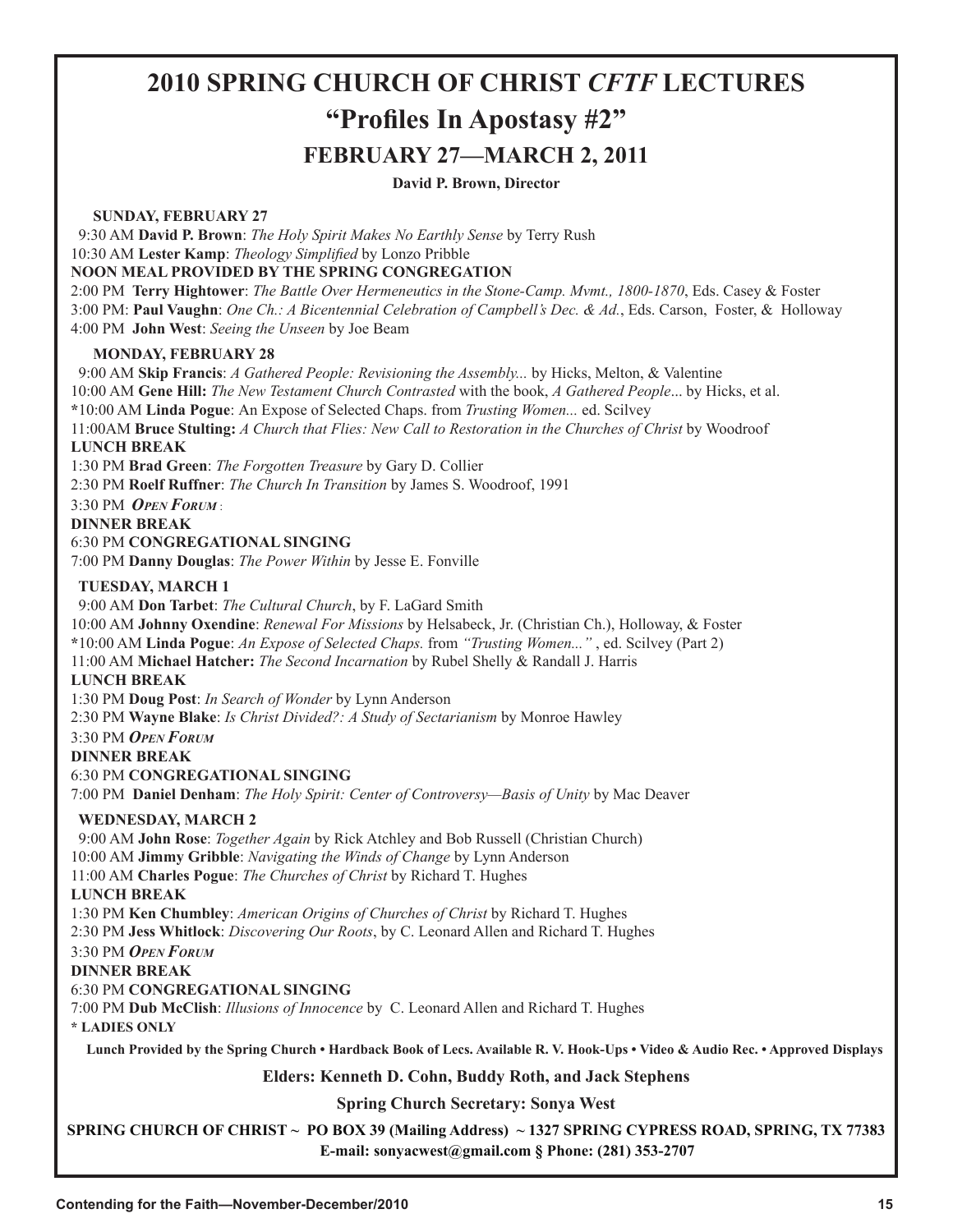# 2010 SPRING CHURCH OF CHRIST *CFTF* LECTURES

## "Profiles In Apostasy #2"

### FEBRUARY 27—MARCH 2, 2011

**David P. Brown, Director**

**SUNDAY, FEBRUARY 27**

9:30 AM **David P. Brown**: *The Holy Spirit Makes No Earthly Sense* by Terry Rush
10:30 AM **Lester Kamp**: *Theology Simplified* by Lonzo Pribble
**NOON MEAL PROVIDED BY THE SPRING CONGREGATION**
2:00 PM **Terry Hightower**: *The Battle Over Hermeneutics in the Stone-Camp. Mvmt., 1800-1870*, Eds. Casey & Foster
3:00 PM: **Paul Vaughn**: *One Ch.: A Bicentennial Celebration of Campbell's Dec. & Ad.*, Eds. Carson, Foster, & Holloway
4:00 PM **John West**: *Seeing the Unseen* by Joe Beam

**MONDAY, FEBRUARY 28**

9:00 AM **Skip Francis**: *A Gathered People: Revisioning the Assembly...* by Hicks, Melton, & Valentine
10:00 AM **Gene Hill:** *The New Testament Church Contrasted* with the book, *A Gathered People*... by Hicks, et al.
*10:00 AM **Linda Pogue**: An Expose of Selected Chaps. from *Trusting Women...* ed. Scilvey
11:00AM **Bruce Stulting:** *A Church that Flies: New Call to Restoration in the Churches of Christ* by Woodroof
**LUNCH BREAK**
1:30 PM **Brad Green**: *The Forgotten Treasure* by Gary D. Collier
2:30 PM **Roelf Ruffner**: *The Church In Transition* by James S. Woodroof, 1991
3:30 PM ***Open Forum*** :
**DINNER BREAK**
6:30 PM **CONGREGATIONAL SINGING**
7:00 PM **Danny Douglas**: *The Power Within* by Jesse E. Fonville

**TUESDAY, MARCH 1**

9:00 AM **Don Tarbet**: *The Cultural Church*, by F. LaGard Smith
10:00 AM **Johnny Oxendine**: *Renewal For Missions* by Helsabeck, Jr. (Christian Ch.), Holloway, & Foster
*10:00 AM **Linda Pogue**: *An Expose of Selected Chaps.* from *"Trusting Women..."* , ed. Scilvey (Part 2)
11:00 AM **Michael Hatcher:** *The Second Incarnation* by Rubel Shelly & Randall J. Harris
**LUNCH BREAK**
1:30 PM **Doug Post**: *In Search of Wonder* by Lynn Anderson
2:30 PM **Wayne Blake**: *Is Christ Divided?: A Study of Sectarianism* by Monroe Hawley
3:30 PM ***Open Forum***
**DINNER BREAK**
6:30 PM **CONGREGATIONAL SINGING**
7:00 PM **Daniel Denham**: *The Holy Spirit: Center of Controversy—Basis of Unity* by Mac Deaver

**WEDNESDAY, MARCH 2**

9:00 AM **John Rose**: *Together Again* by Rick Atchley and Bob Russell (Christian Church)
10:00 AM **Jimmy Gribble**: *Navigating the Winds of Change* by Lynn Anderson
11:00 AM **Charles Pogue**: *The Churches of Christ* by Richard T. Hughes
**LUNCH BREAK**
1:30 PM **Ken Chumbley**: *American Origins of Churches of Christ* by Richard T. Hughes
2:30 PM **Jess Whitlock**: *Discovering Our Roots*, by C. Leonard Allen and Richard T. Hughes
3:30 PM ***Open Forum***
**DINNER BREAK**
6:30 PM **CONGREGATIONAL SINGING**
7:00 PM **Dub McClish**: *Illusions of Innocence* by C. Leonard Allen and Richard T. Hughes

*** LADIES ONLY**

**Lunch Provided by the Spring Church • Hardback Book of Lecs. Available R. V. Hook-Ups • Video & Audio Rec. • Approved Displays**

**Elders: Kenneth D. Cohn, Buddy Roth, and Jack Stephens**

**Spring Church Secretary: Sonya West**

**SPRING CHURCH OF CHRIST ~ PO BOX 39 (Mailing Address) ~ 1327 SPRING CYPRESS ROAD, SPRING, TX 77383**
**E-mail: sonyacwest@gmail.com § Phone: (281) 353-2707**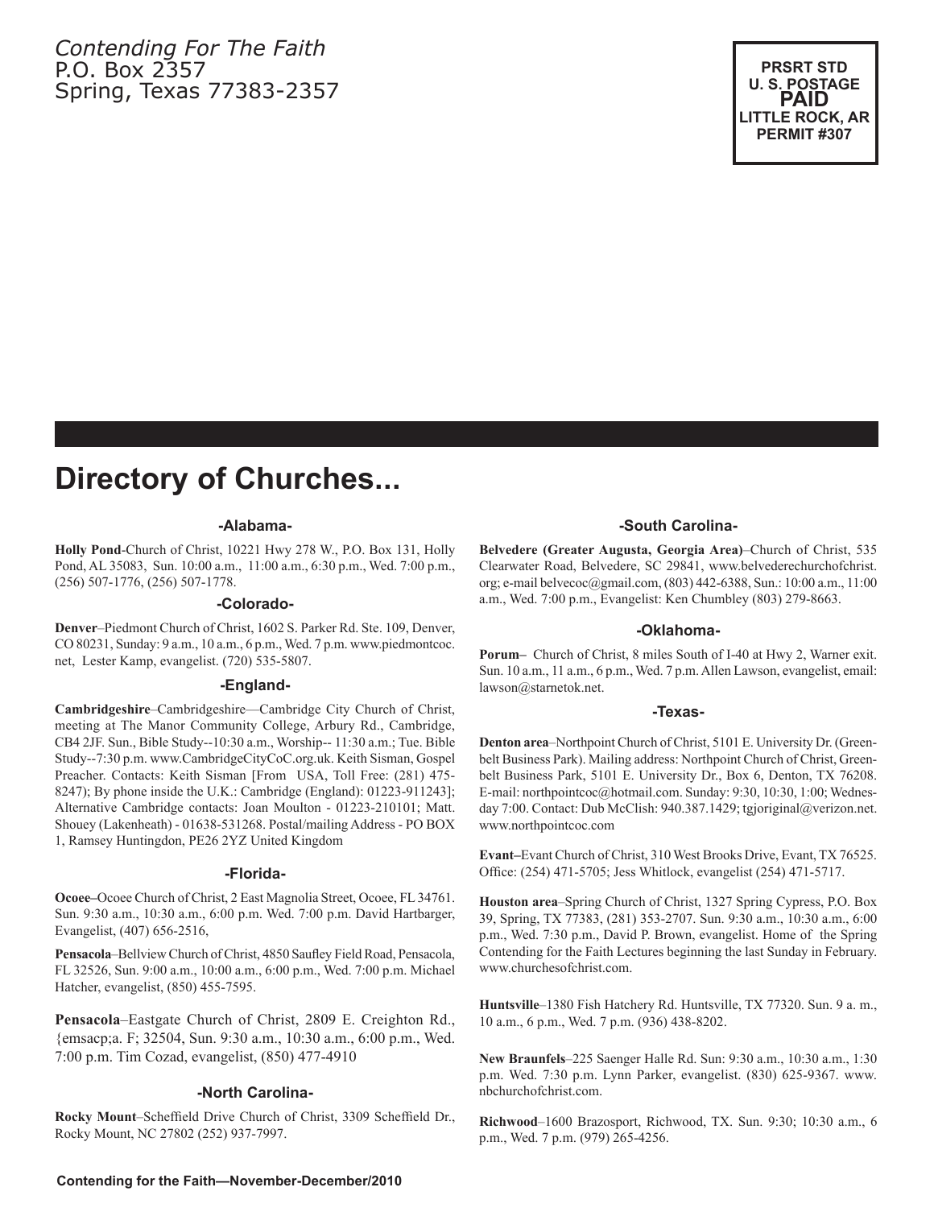*Contending For The Faith*
P.O. Box 2357
Spring, Texas 77383-2357

PRSRT STD
U. S. POSTAGE
**PAID**
LITTLE ROCK, AR
PERMIT #307

# Directory of Churches...

### -Alabama-

**Holly Pond**-Church of Christ, 10221 Hwy 278 W., P.O. Box 131, Holly Pond, AL 35083, Sun. 10:00 a.m., 11:00 a.m., 6:30 p.m., Wed. 7:00 p.m., (256) 507-1776, (256) 507-1778.

### -Colorado-

**Denver**–Piedmont Church of Christ, 1602 S. Parker Rd. Ste. 109, Denver, CO 80231, Sunday: 9 a.m., 10 a.m., 6 p.m., Wed. 7 p.m. www.piedmontcoc.net, Lester Kamp, evangelist. (720) 535-5807.

### -England-

**Cambridgeshire**–Cambridgeshire—Cambridge City Church of Christ, meeting at The Manor Community College, Arbury Rd., Cambridge, CB4 2JF. Sun., Bible Study--10:30 a.m., Worship-- 11:30 a.m.; Tue. Bible Study--7:30 p.m. www.CambridgeCityCoC.org.uk. Keith Sisman, Gospel Preacher. Contacts: Keith Sisman [From USA, Toll Free: (281) 475-8247); By phone inside the U.K.: Cambridge (England): 01223-911243]; Alternative Cambridge contacts: Joan Moulton - 01223-210101; Matt. Shouey (Lakenheath) - 01638-531268. Postal/mailing Address - PO BOX 1, Ramsey Huntingdon, PE26 2YZ United Kingdom

### -Florida-

**Ocoee–**Ocoee Church of Christ, 2 East Magnolia Street, Ocoee, FL 34761. Sun. 9:30 a.m., 10:30 a.m., 6:00 p.m. Wed. 7:00 p.m. David Hartbarger, Evangelist, (407) 656-2516,

**Pensacola**–Bellview Church of Christ, 4850 Saufley Field Road, Pensacola, FL 32526, Sun. 9:00 a.m., 10:00 a.m., 6:00 p.m., Wed. 7:00 p.m. Michael Hatcher, evangelist, (850) 455-7595.

**Pensacola**–Eastgate Church of Christ, 2809 E. Creighton Rd., {emsacp;a. F; 32504, Sun. 9:30 a.m., 10:30 a.m., 6:00 p.m., Wed. 7:00 p.m. Tim Cozad, evangelist, (850) 477-4910

### -North Carolina-

**Rocky Mount**–Scheffield Drive Church of Christ, 3309 Scheffield Dr., Rocky Mount, NC 27802 (252) 937-7997.

### -South Carolina-

**Belvedere (Greater Augusta, Georgia Area)**–Church of Christ, 535 Clearwater Road, Belvedere, SC 29841, www.belvederechurchofchrist.org; e-mail belvecoc@gmail.com, (803) 442-6388, Sun.: 10:00 a.m., 11:00 a.m., Wed. 7:00 p.m., Evangelist: Ken Chumbley (803) 279-8663.

### -Oklahoma-

**Porum–** Church of Christ, 8 miles South of I-40 at Hwy 2, Warner exit. Sun. 10 a.m., 11 a.m., 6 p.m., Wed. 7 p.m. Allen Lawson, evangelist, email: lawson@starnetok.net.

### -Texas-

**Denton area**–Northpoint Church of Christ, 5101 E. University Dr. (Greenbelt Business Park). Mailing address: Northpoint Church of Christ, Greenbelt Business Park, 5101 E. University Dr., Box 6, Denton, TX 76208. E-mail: northpointcoc@hotmail.com. Sunday: 9:30, 10:30, 1:00; Wednesday 7:00. Contact: Dub McClish: 940.387.1429; tgjoriginal@verizon.net. www.northpointcoc.com

**Evant–**Evant Church of Christ, 310 West Brooks Drive, Evant, TX 76525. Office: (254) 471-5705; Jess Whitlock, evangelist (254) 471-5717.

**Houston area**–Spring Church of Christ, 1327 Spring Cypress, P.O. Box 39, Spring, TX 77383, (281) 353-2707. Sun. 9:30 a.m., 10:30 a.m., 6:00 p.m., Wed. 7:30 p.m., David P. Brown, evangelist. Home of the Spring Contending for the Faith Lectures beginning the last Sunday in February. www.churchesofchrist.com.

**Huntsville**–1380 Fish Hatchery Rd. Huntsville, TX 77320. Sun. 9 a. m., 10 a.m., 6 p.m., Wed. 7 p.m. (936) 438-8202.

**New Braunfels**–225 Saenger Halle Rd. Sun: 9:30 a.m., 10:30 a.m., 1:30 p.m. Wed. 7:30 p.m. Lynn Parker, evangelist. (830) 625-9367. www.nbchurchofchrist.com.

**Richwood**–1600 Brazosport, Richwood, TX. Sun. 9:30; 10:30 a.m., 6 p.m., Wed. 7 p.m. (979) 265-4256.